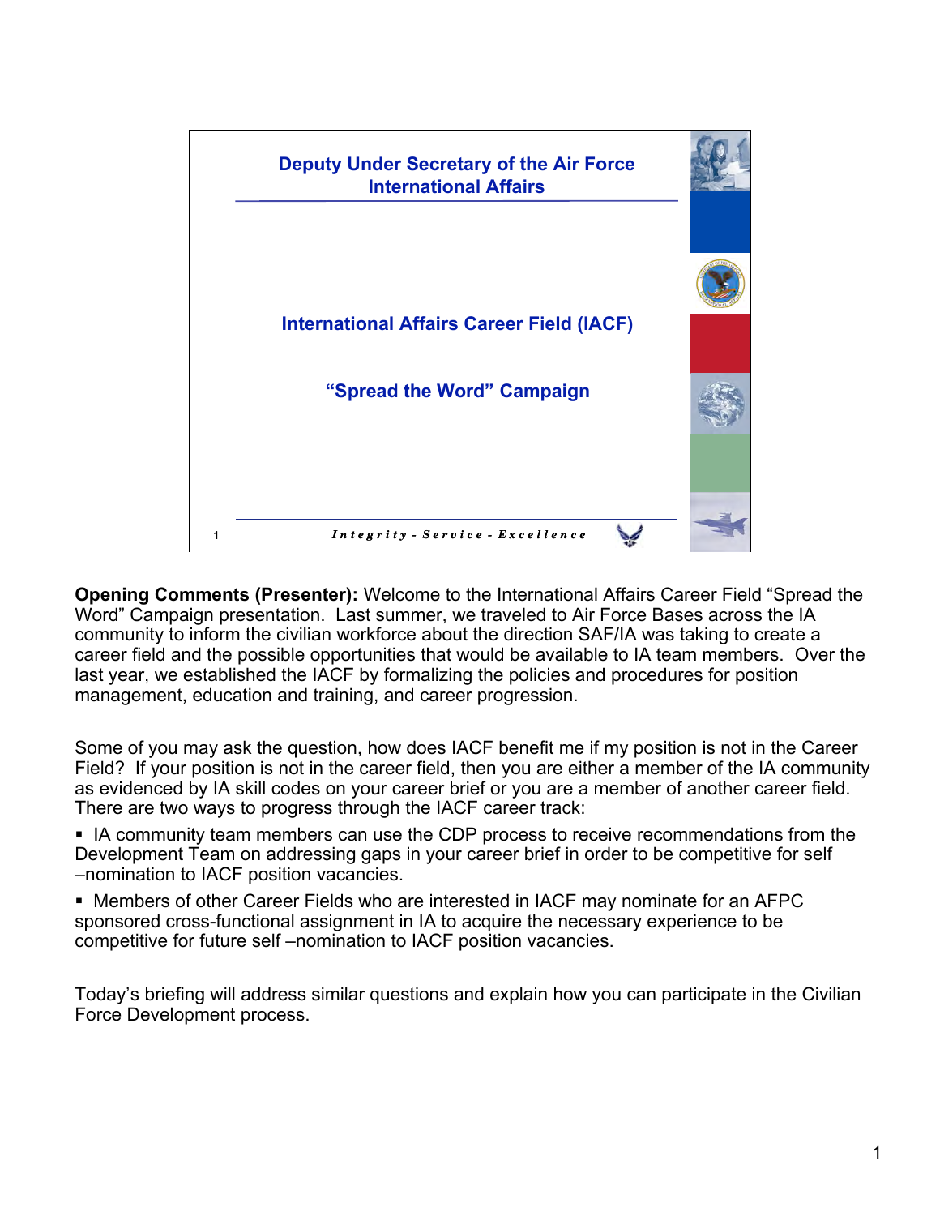# Deputy Under Secretary of the Air Force International Affairs

## International Affairs Career Field (IACF)

## "Spread the Word" Campaign

*Integrity - Service - Excellence*

**Opening Comments (Presenter):** Welcome to the International Affairs Career Field "Spread the Word" Campaign presentation. Last summer, we traveled to Air Force Bases across the IA community to inform the civilian workforce about the direction SAF/IA was taking to create a career field and the possible opportunities that would be available to IA team members. Over the last year, we established the IACF by formalizing the policies and procedures for position management, education and training, and career progression.

Some of you may ask the question, how does IACF benefit me if my position is not in the Career Field? If your position is not in the career field, then you are either a member of the IA community as evidenced by IA skill codes on your career brief or you are a member of another career field. There are two ways to progress through the IACF career track:

- IA community team members can use the CDP process to receive recommendations from the Development Team on addressing gaps in your career brief in order to be competitive for self –nomination to IACF position vacancies.
- Members of other Career Fields who are interested in IACF may nominate for an AFPC sponsored cross-functional assignment in IA to acquire the necessary experience to be competitive for future self –nomination to IACF position vacancies.

Today's briefing will address similar questions and explain how you can participate in the Civilian Force Development process.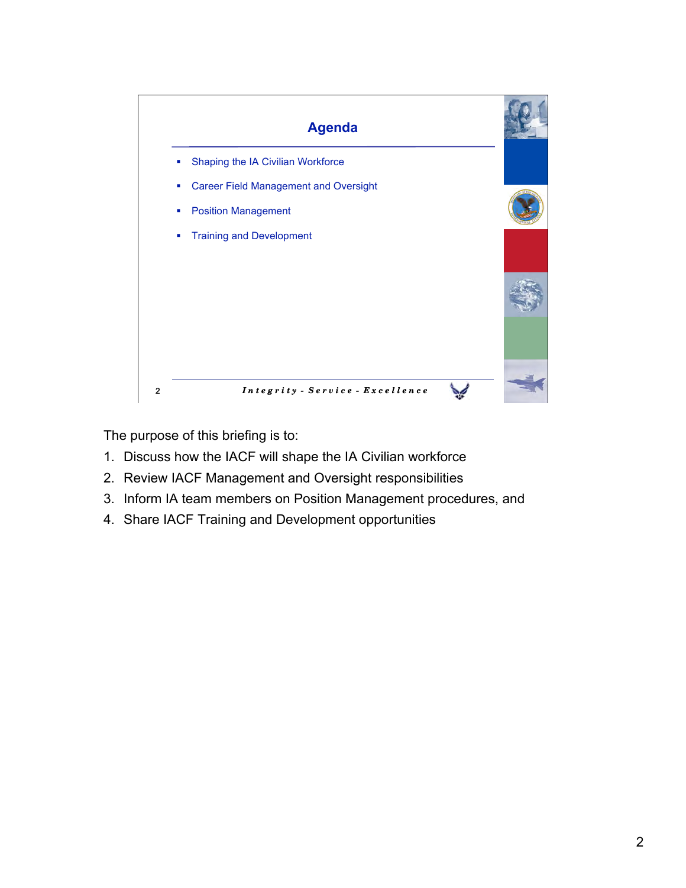## Agenda

- Shaping the IA Civilian Workforce
- Career Field Management and Oversight
- Position Management
- Training and Development

*Integrity - Service - Excellence*

The purpose of this briefing is to:

1. Discuss how the IACF will shape the IA Civilian workforce
2. Review IACF Management and Oversight responsibilities
3. Inform IA team members on Position Management procedures, and
4. Share IACF Training and Development opportunities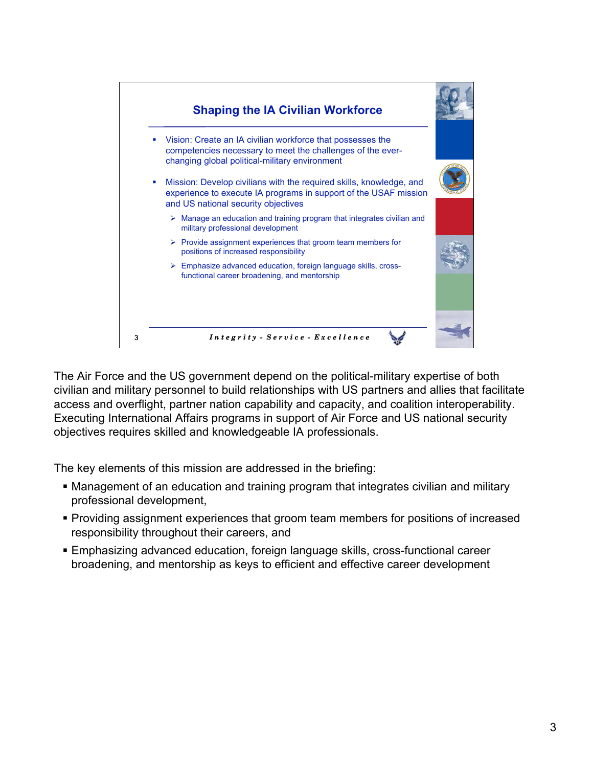## Shaping the IA Civilian Workforce

- Vision: Create an IA civilian workforce that possesses the competencies necessary to meet the challenges of the ever-changing global political-military environment
- Mission: Develop civilians with the required skills, knowledge, and experience to execute IA programs in support of the USAF mission and US national security objectives
  - Manage an education and training program that integrates civilian and military professional development
  - Provide assignment experiences that groom team members for positions of increased responsibility
  - Emphasize advanced education, foreign language skills, cross-functional career broadening, and mentorship

*Integrity - Service - Excellence*

The Air Force and the US government depend on the political-military expertise of both civilian and military personnel to build relationships with US partners and allies that facilitate access and overflight, partner nation capability and capacity, and coalition interoperability. Executing International Affairs programs in support of Air Force and US national security objectives requires skilled and knowledgeable IA professionals.

The key elements of this mission are addressed in the briefing:

- Management of an education and training program that integrates civilian and military professional development,
- Providing assignment experiences that groom team members for positions of increased responsibility throughout their careers, and
- Emphasizing advanced education, foreign language skills, cross-functional career broadening, and mentorship as keys to efficient and effective career development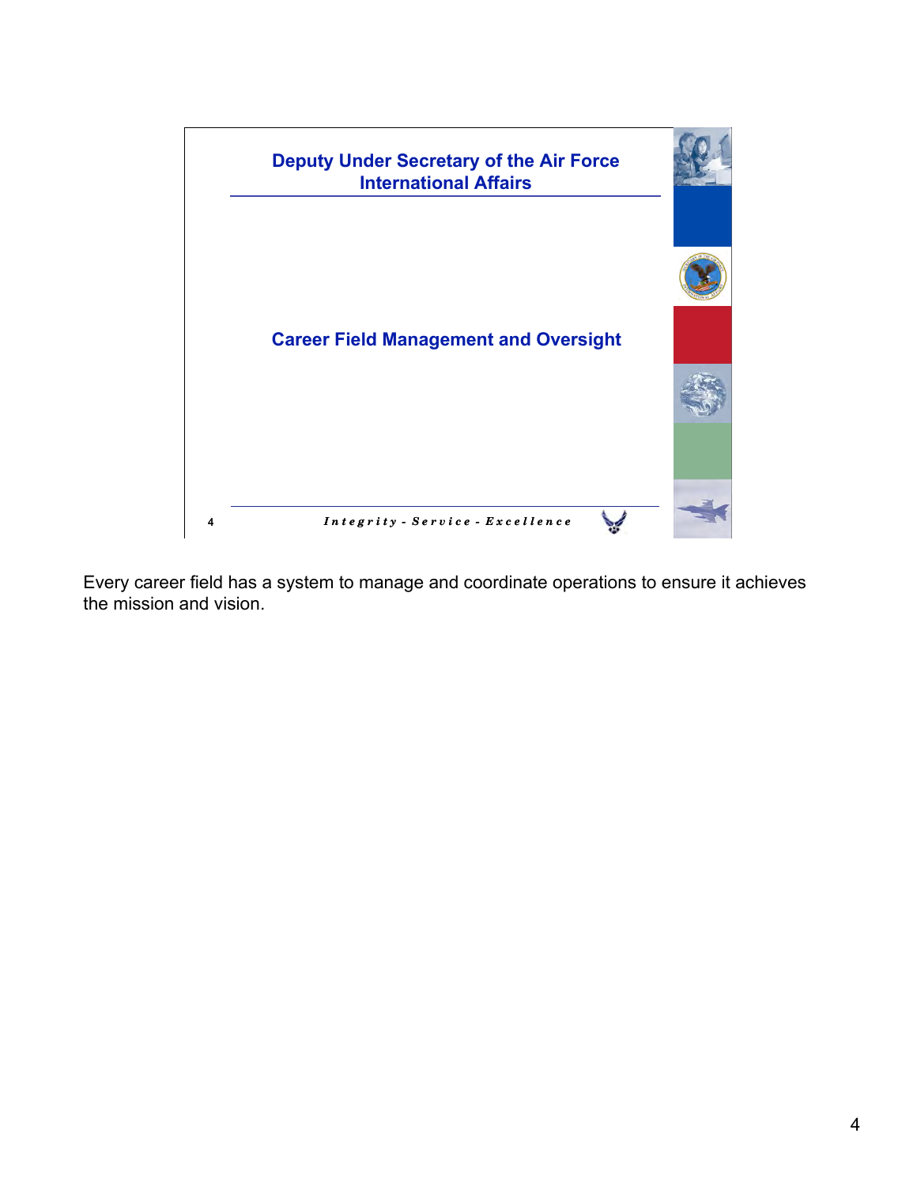## Deputy Under Secretary of the Air Force International Affairs

### Career Field Management and Oversight

*Integrity - Service - Excellence*

Every career field has a system to manage and coordinate operations to ensure it achieves the mission and vision.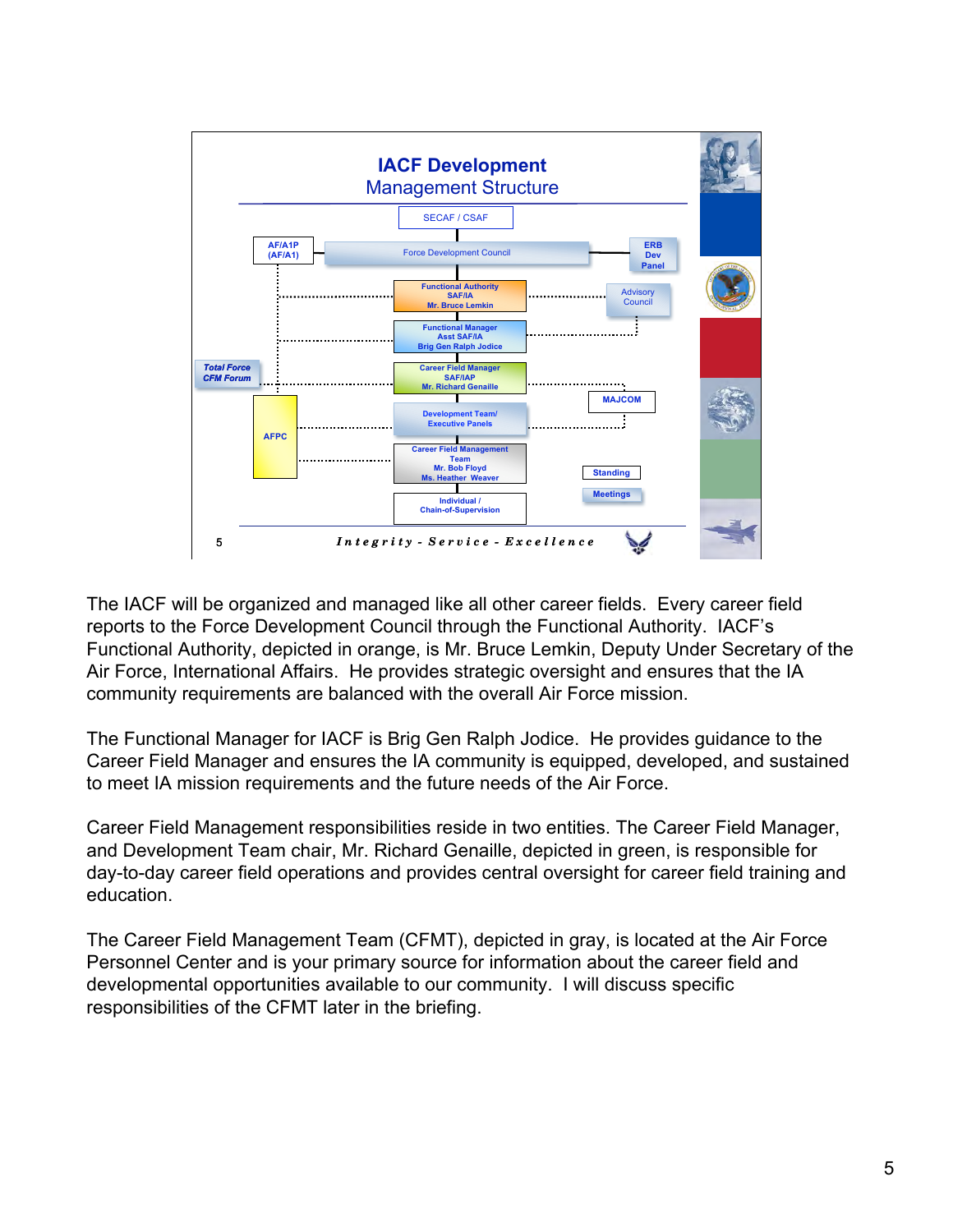# IACF Development

## Management Structure

- SECAF / CSAF
- AF/A1P (AF/A1)
- Force Development Council
- ERB Dev Panel
- Functional Authority SAF/IA Mr. Bruce Lemkin
- Advisory Council
- Functional Manager Asst SAF/IA Brig Gen Ralph Jodice
- Total Force CFM Forum
- Career Field Manager SAF/IAP Mr. Richard Genaille
- MAJCOM
- AFPC
- Development Team/ Executive Panels
- Career Field Management Team Mr. Bob Floyd Ms. Heather Weaver
- Standing
- Meetings
- Individual / Chain-of-Supervision

*Integrity - Service - Excellence*

The IACF will be organized and managed like all other career fields. Every career field reports to the Force Development Council through the Functional Authority. IACF's Functional Authority, depicted in orange, is Mr. Bruce Lemkin, Deputy Under Secretary of the Air Force, International Affairs. He provides strategic oversight and ensures that the IA community requirements are balanced with the overall Air Force mission.

The Functional Manager for IACF is Brig Gen Ralph Jodice. He provides guidance to the Career Field Manager and ensures the IA community is equipped, developed, and sustained to meet IA mission requirements and the future needs of the Air Force.

Career Field Management responsibilities reside in two entities. The Career Field Manager, and Development Team chair, Mr. Richard Genaille, depicted in green, is responsible for day-to-day career field operations and provides central oversight for career field training and education.

The Career Field Management Team (CFMT), depicted in gray, is located at the Air Force Personnel Center and is your primary source for information about the career field and developmental opportunities available to our community. I will discuss specific responsibilities of the CFMT later in the briefing.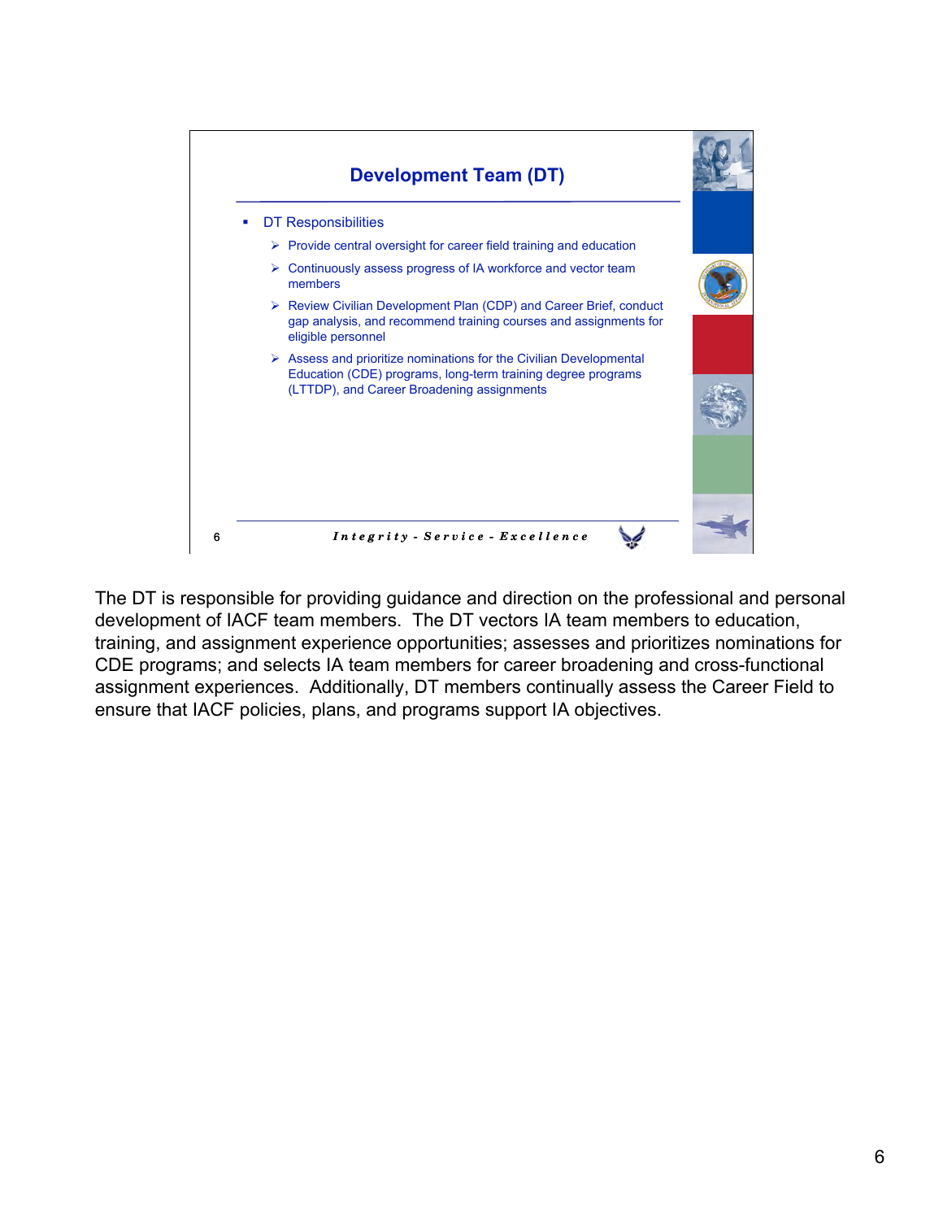## Development Team (DT)

- DT Responsibilities
  - Provide central oversight for career field training and education
  - Continuously assess progress of IA workforce and vector team members
  - Review Civilian Development Plan (CDP) and Career Brief, conduct gap analysis, and recommend training courses and assignments for eligible personnel
  - Assess and prioritize nominations for the Civilian Developmental Education (CDE) programs, long-term training degree programs (LTTDP), and Career Broadening assignments

*Integrity - Service - Excellence*

The DT is responsible for providing guidance and direction on the professional and personal development of IACF team members. The DT vectors IA team members to education, training, and assignment experience opportunities; assesses and prioritizes nominations for CDE programs; and selects IA team members for career broadening and cross-functional assignment experiences. Additionally, DT members continually assess the Career Field to ensure that IACF policies, plans, and programs support IA objectives.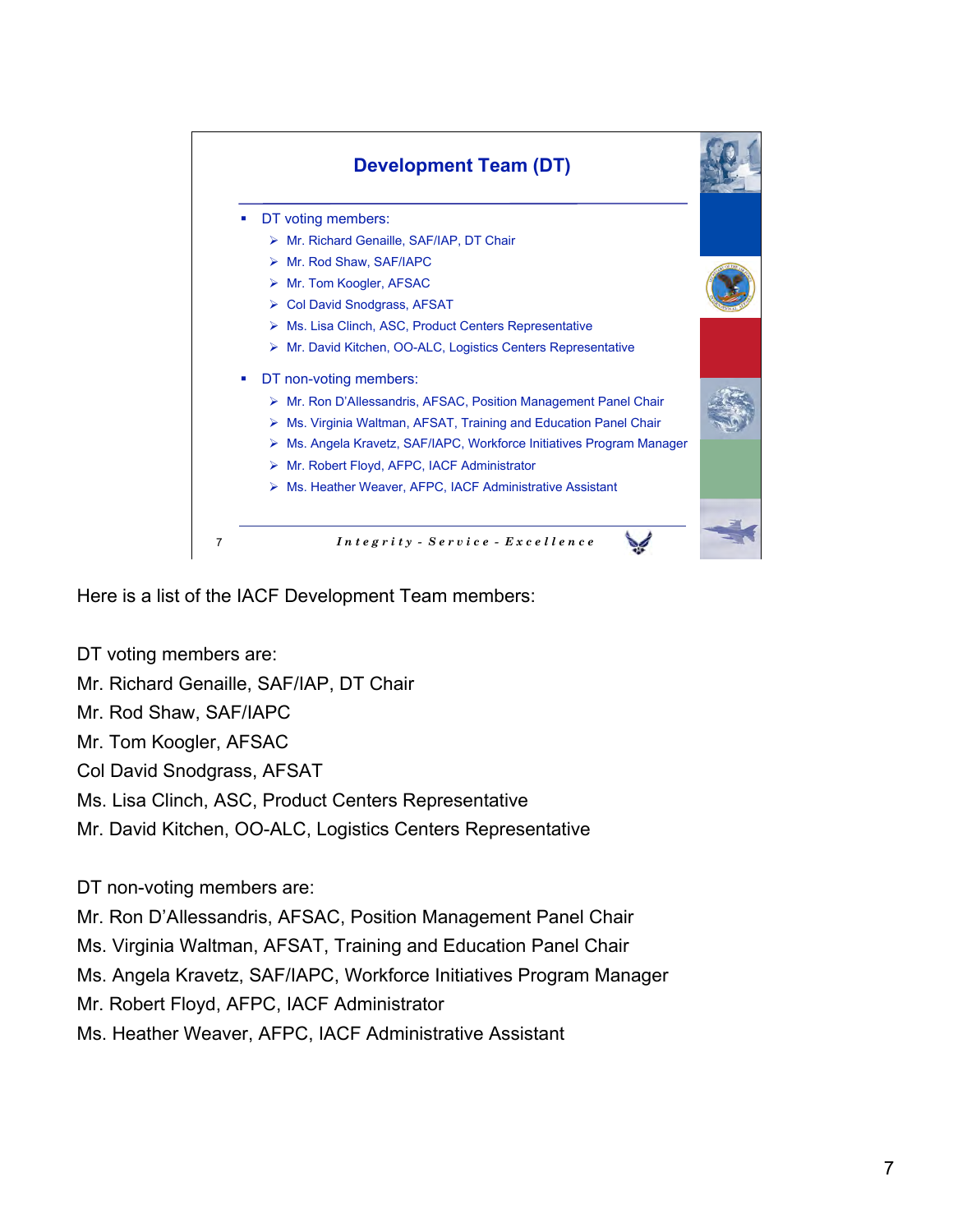## Development Team (DT)

- DT voting members:
  - Mr. Richard Genaille, SAF/IAP, DT Chair
  - Mr. Rod Shaw, SAF/IAPC
  - Mr. Tom Koogler, AFSAC
  - Col David Snodgrass, AFSAT
  - Ms. Lisa Clinch, ASC, Product Centers Representative
  - Mr. David Kitchen, OO-ALC, Logistics Centers Representative
- DT non-voting members:
  - Mr. Ron D'Allessandris, AFSAC, Position Management Panel Chair
  - Ms. Virginia Waltman, AFSAT, Training and Education Panel Chair
  - Ms. Angela Kravetz, SAF/IAPC, Workforce Initiatives Program Manager
  - Mr. Robert Floyd, AFPC, IACF Administrator
  - Ms. Heather Weaver, AFPC, IACF Administrative Assistant

*Integrity - Service - Excellence*

Here is a list of the IACF Development Team members:

DT voting members are:
Mr. Richard Genaille, SAF/IAP, DT Chair
Mr. Rod Shaw, SAF/IAPC
Mr. Tom Koogler, AFSAC
Col David Snodgrass, AFSAT
Ms. Lisa Clinch, ASC, Product Centers Representative
Mr. David Kitchen, OO-ALC, Logistics Centers Representative

DT non-voting members are:
Mr. Ron D'Allessandris, AFSAC, Position Management Panel Chair
Ms. Virginia Waltman, AFSAT, Training and Education Panel Chair
Ms. Angela Kravetz, SAF/IAPC, Workforce Initiatives Program Manager
Mr. Robert Floyd, AFPC, IACF Administrator
Ms. Heather Weaver, AFPC, IACF Administrative Assistant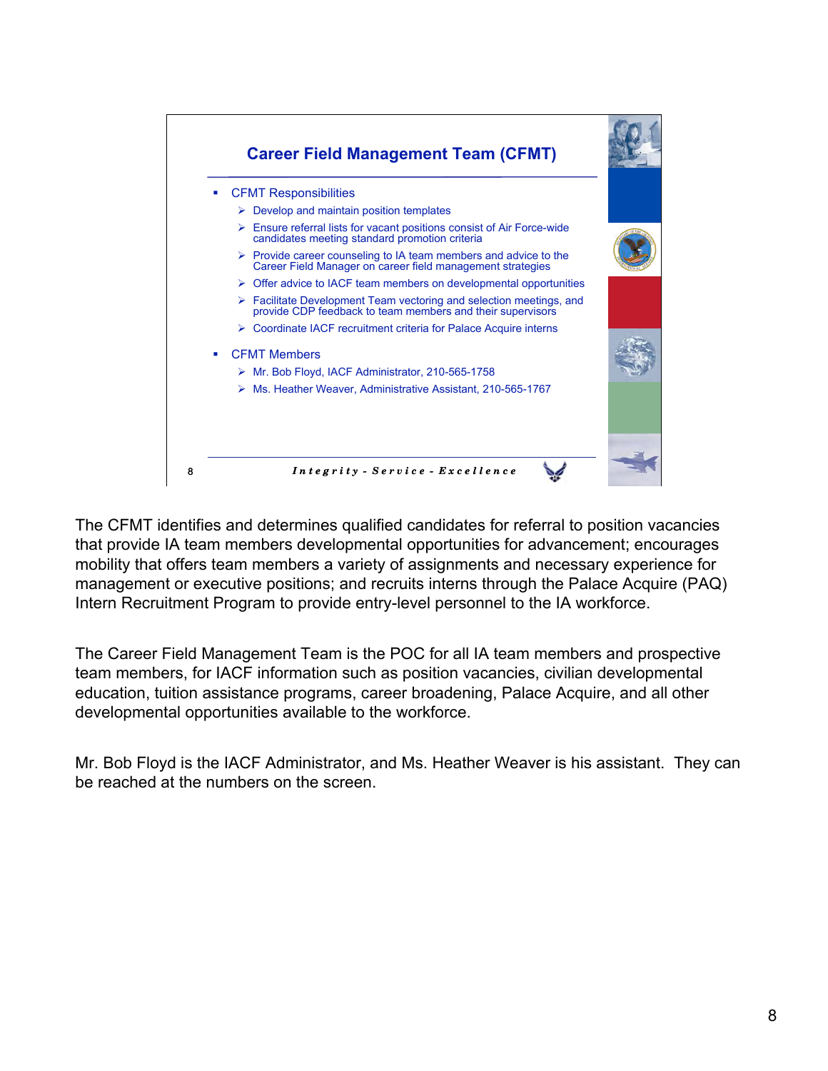## Career Field Management Team (CFMT)

- CFMT Responsibilities
  - Develop and maintain position templates
  - Ensure referral lists for vacant positions consist of Air Force-wide candidates meeting standard promotion criteria
  - Provide career counseling to IA team members and advice to the Career Field Manager on career field management strategies
  - Offer advice to IACF team members on developmental opportunities
  - Facilitate Development Team vectoring and selection meetings, and provide CDP feedback to team members and their supervisors
  - Coordinate IACF recruitment criteria for Palace Acquire interns
- CFMT Members
  - Mr. Bob Floyd, IACF Administrator, 210-565-1758
  - Ms. Heather Weaver, Administrative Assistant, 210-565-1767

*Integrity - Service - Excellence*

The CFMT identifies and determines qualified candidates for referral to position vacancies that provide IA team members developmental opportunities for advancement; encourages mobility that offers team members a variety of assignments and necessary experience for management or executive positions; and recruits interns through the Palace Acquire (PAQ) Intern Recruitment Program to provide entry-level personnel to the IA workforce.

The Career Field Management Team is the POC for all IA team members and prospective team members, for IACF information such as position vacancies, civilian developmental education, tuition assistance programs, career broadening, Palace Acquire, and all other developmental opportunities available to the workforce.

Mr. Bob Floyd is the IACF Administrator, and Ms. Heather Weaver is his assistant. They can be reached at the numbers on the screen.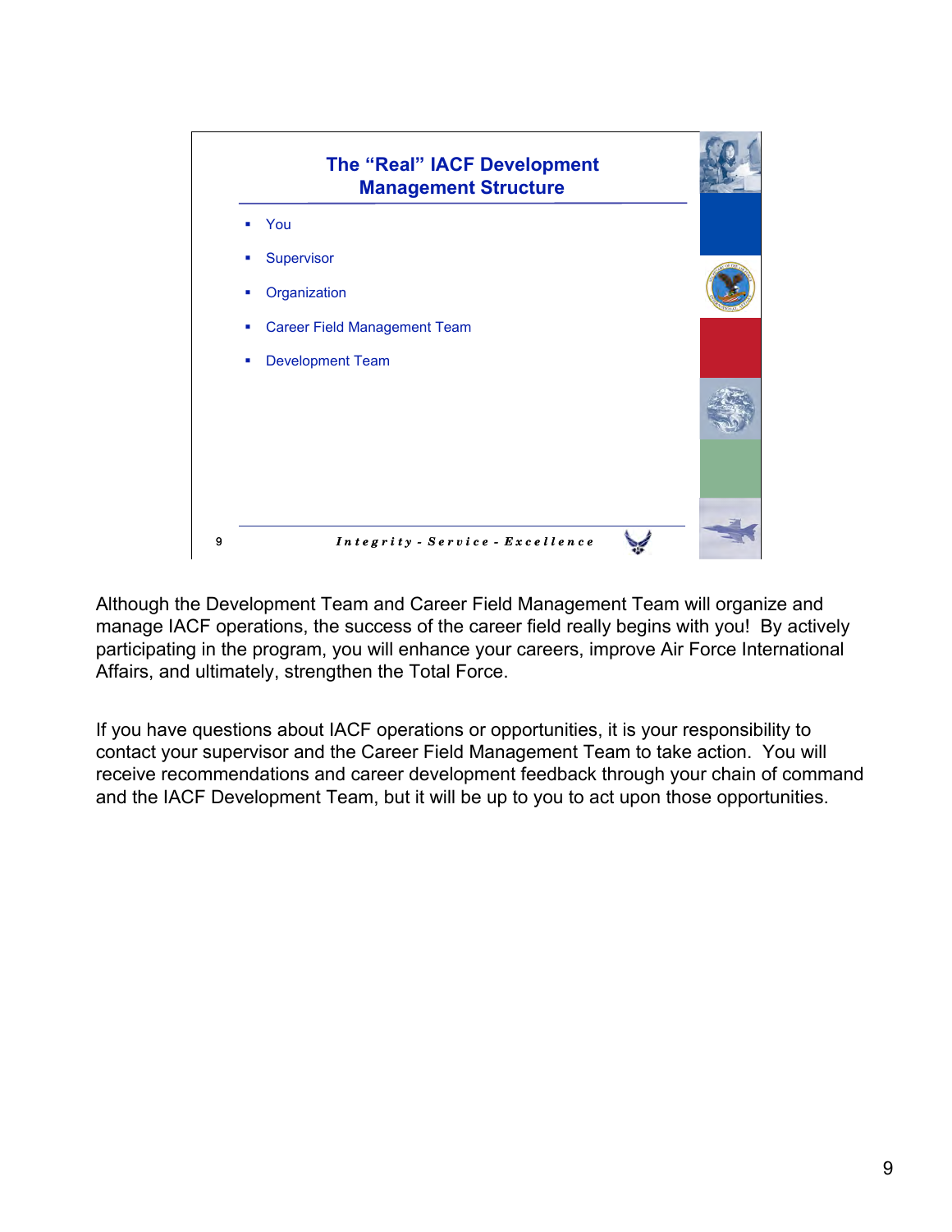## The "Real" IACF Development Management Structure

- You
- Supervisor
- Organization
- Career Field Management Team
- Development Team

*Integrity - Service - Excellence*

Although the Development Team and Career Field Management Team will organize and manage IACF operations, the success of the career field really begins with you! By actively participating in the program, you will enhance your careers, improve Air Force International Affairs, and ultimately, strengthen the Total Force.

If you have questions about IACF operations or opportunities, it is your responsibility to contact your supervisor and the Career Field Management Team to take action. You will receive recommendations and career development feedback through your chain of command and the IACF Development Team, but it will be up to you to act upon those opportunities.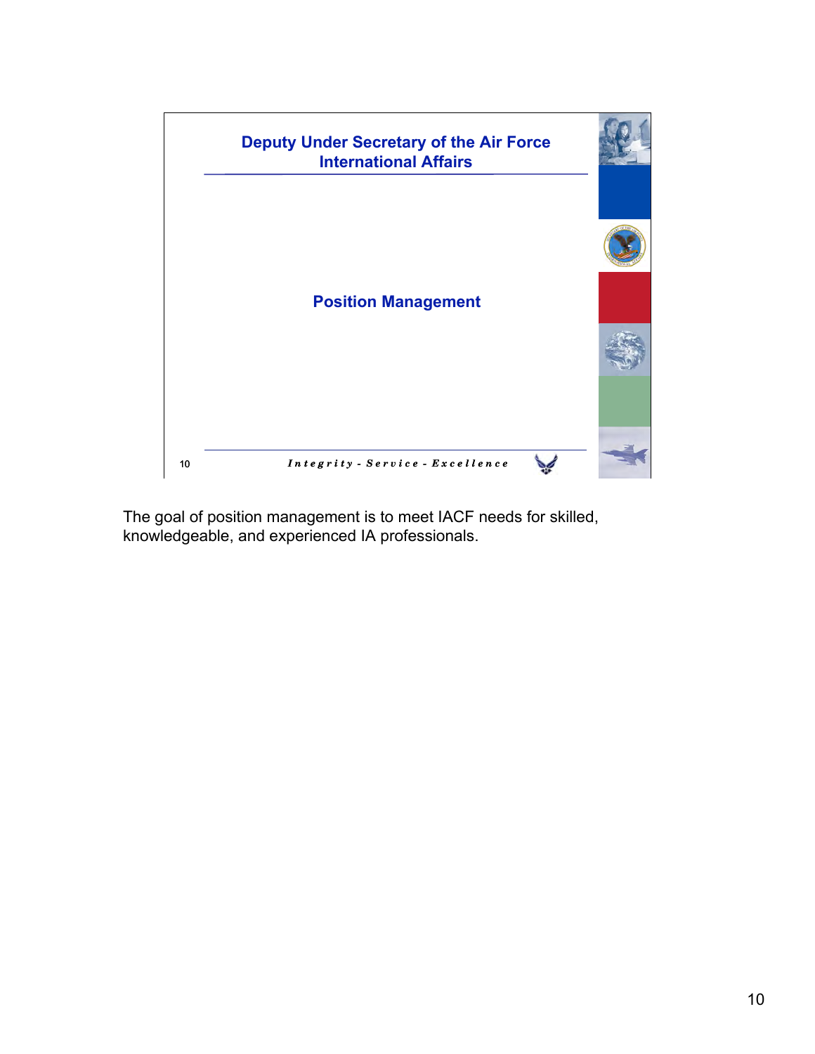**Deputy Under Secretary of the Air Force**
**International Affairs**

## Position Management

*Integrity - Service - Excellence*

The goal of position management is to meet IACF needs for skilled, knowledgeable, and experienced IA professionals.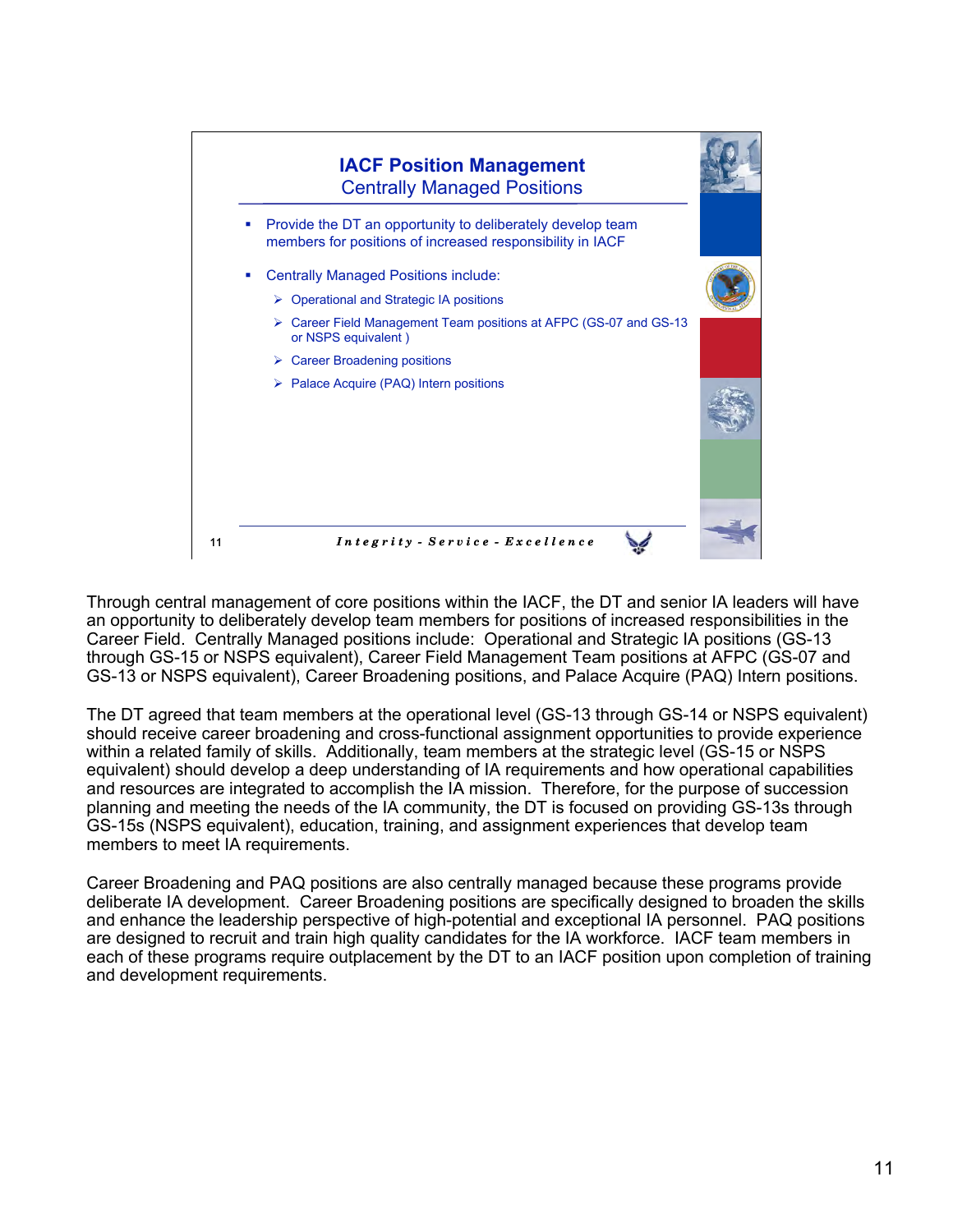## IACF Position Management
### Centrally Managed Positions

- Provide the DT an opportunity to deliberately develop team members for positions of increased responsibility in IACF
- Centrally Managed Positions include:
  - Operational and Strategic IA positions
  - Career Field Management Team positions at AFPC (GS-07 and GS-13 or NSPS equivalent )
  - Career Broadening positions
  - Palace Acquire (PAQ) Intern positions

*Integrity - Service - Excellence*

Through central management of core positions within the IACF, the DT and senior IA leaders will have an opportunity to deliberately develop team members for positions of increased responsibilities in the Career Field. Centrally Managed positions include: Operational and Strategic IA positions (GS-13 through GS-15 or NSPS equivalent), Career Field Management Team positions at AFPC (GS-07 and GS-13 or NSPS equivalent), Career Broadening positions, and Palace Acquire (PAQ) Intern positions.

The DT agreed that team members at the operational level (GS-13 through GS-14 or NSPS equivalent) should receive career broadening and cross-functional assignment opportunities to provide experience within a related family of skills. Additionally, team members at the strategic level (GS-15 or NSPS equivalent) should develop a deep understanding of IA requirements and how operational capabilities and resources are integrated to accomplish the IA mission. Therefore, for the purpose of succession planning and meeting the needs of the IA community, the DT is focused on providing GS-13s through GS-15s (NSPS equivalent), education, training, and assignment experiences that develop team members to meet IA requirements.

Career Broadening and PAQ positions are also centrally managed because these programs provide deliberate IA development. Career Broadening positions are specifically designed to broaden the skills and enhance the leadership perspective of high-potential and exceptional IA personnel. PAQ positions are designed to recruit and train high quality candidates for the IA workforce. IACF team members in each of these programs require outplacement by the DT to an IACF position upon completion of training and development requirements.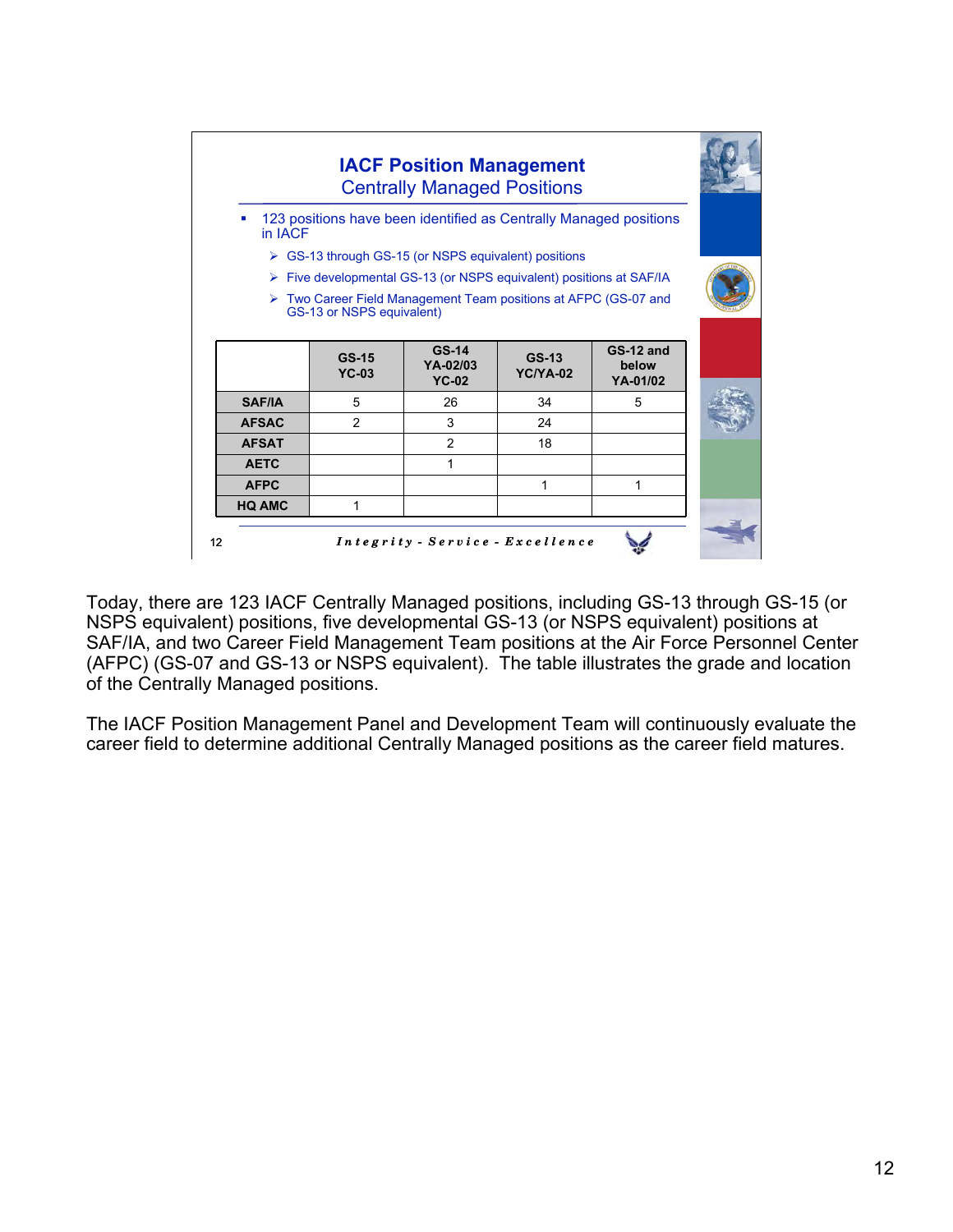## IACF Position Management
### Centrally Managed Positions

- 123 positions have been identified as Centrally Managed positions in IACF
  - GS-13 through GS-15 (or NSPS equivalent) positions
  - Five developmental GS-13 (or NSPS equivalent) positions at SAF/IA
  - Two Career Field Management Team positions at AFPC (GS-07 and GS-13 or NSPS equivalent)

| | GS-15 YC-03 | GS-14 YA-02/03 YC-02 | GS-13 YC/YA-02 | GS-12 and below YA-01/02 |
|---|---|---|---|---|
| **SAF/IA** | 5 | 26 | 34 | 5 |
| **AFSAC** | 2 | 3 | 24 | |
| **AFSAT** | | 2 | 18 | |
| **AETC** | | 1 | | |
| **AFPC** | | | 1 | 1 |
| **HQ AMC** | 1 | | | |

*Integrity - Service - Excellence*

Today, there are 123 IACF Centrally Managed positions, including GS-13 through GS-15 (or NSPS equivalent) positions, five developmental GS-13 (or NSPS equivalent) positions at SAF/IA, and two Career Field Management Team positions at the Air Force Personnel Center (AFPC) (GS-07 and GS-13 or NSPS equivalent). The table illustrates the grade and location of the Centrally Managed positions.

The IACF Position Management Panel and Development Team will continuously evaluate the career field to determine additional Centrally Managed positions as the career field matures.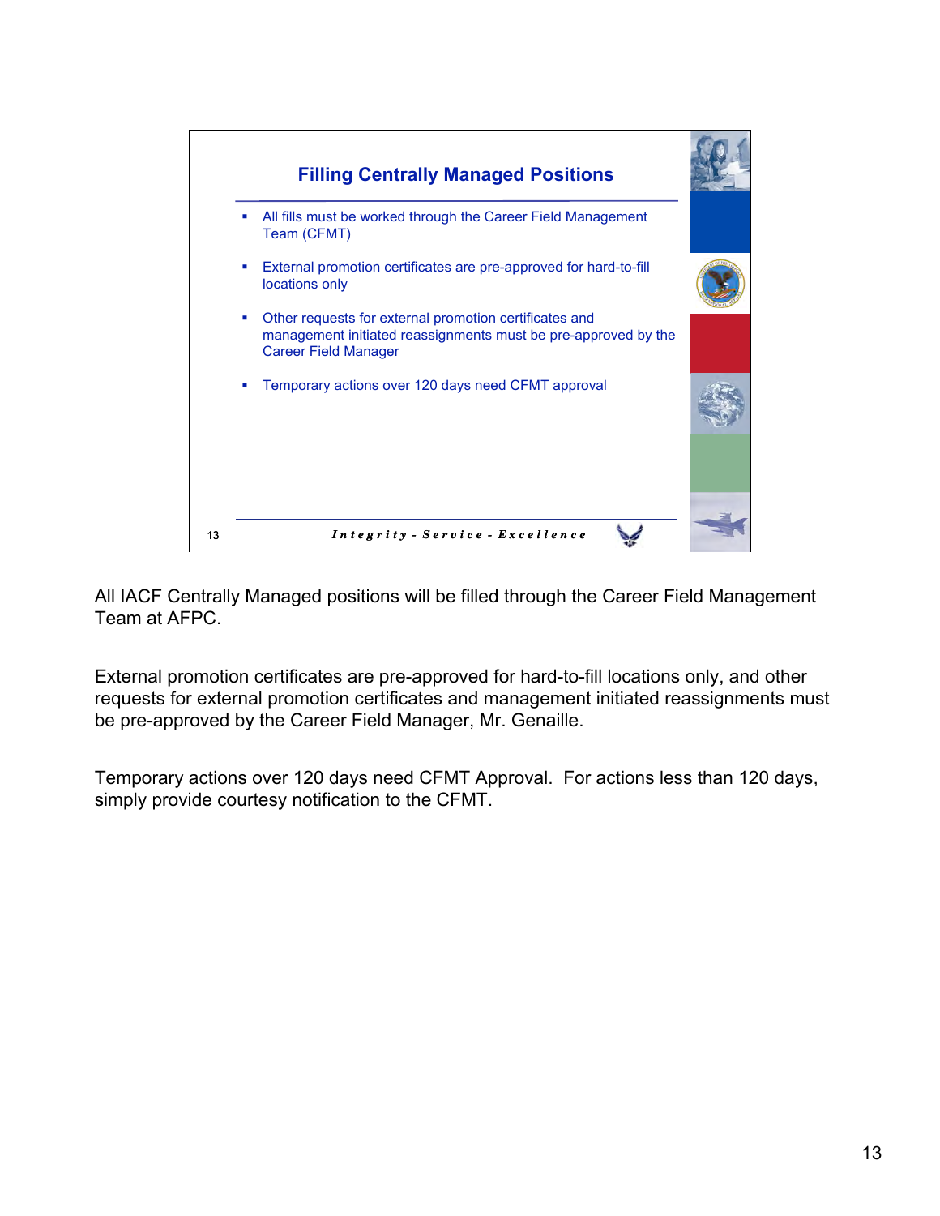## Filling Centrally Managed Positions

- All fills must be worked through the Career Field Management Team (CFMT)
- External promotion certificates are pre-approved for hard-to-fill locations only
- Other requests for external promotion certificates and management initiated reassignments must be pre-approved by the Career Field Manager
- Temporary actions over 120 days need CFMT approval

*Integrity - Service - Excellence*

All IACF Centrally Managed positions will be filled through the Career Field Management Team at AFPC.

External promotion certificates are pre-approved for hard-to-fill locations only, and other requests for external promotion certificates and management initiated reassignments must be pre-approved by the Career Field Manager, Mr. Genaille.

Temporary actions over 120 days need CFMT Approval. For actions less than 120 days, simply provide courtesy notification to the CFMT.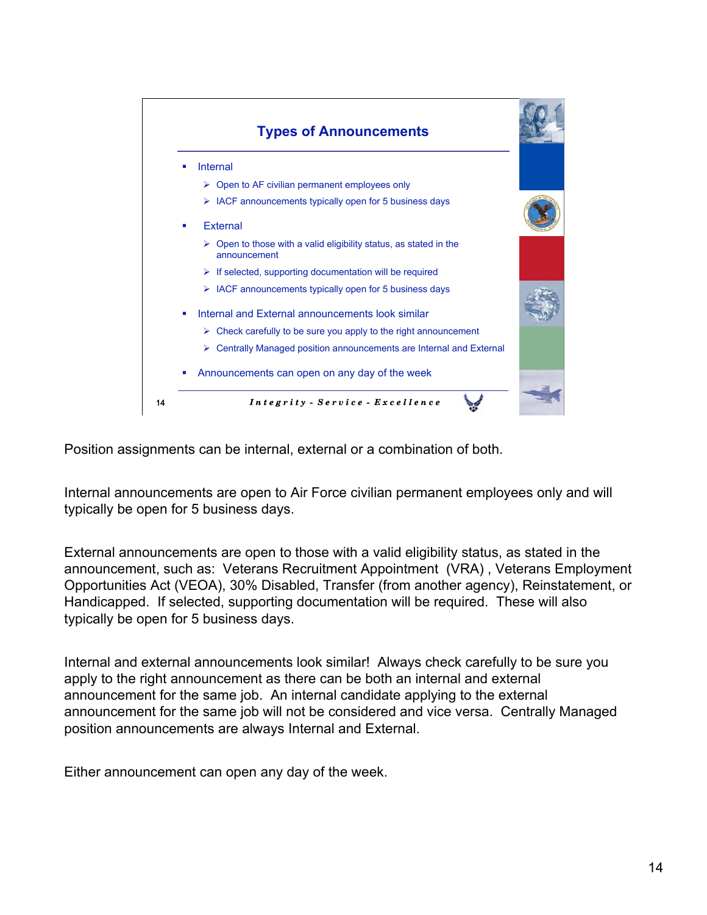## Types of Announcements

- Internal
  - Open to AF civilian permanent employees only
  - IACF announcements typically open for 5 business days
- External
  - Open to those with a valid eligibility status, as stated in the announcement
  - If selected, supporting documentation will be required
  - IACF announcements typically open for 5 business days
- Internal and External announcements look similar
  - Check carefully to be sure you apply to the right announcement
  - Centrally Managed position announcements are Internal and External
- Announcements can open on any day of the week

*Integrity - Service - Excellence*

Position assignments can be internal, external or a combination of both.

Internal announcements are open to Air Force civilian permanent employees only and will typically be open for 5 business days.

External announcements are open to those with a valid eligibility status, as stated in the announcement, such as: Veterans Recruitment Appointment (VRA) , Veterans Employment Opportunities Act (VEOA), 30% Disabled, Transfer (from another agency), Reinstatement, or Handicapped. If selected, supporting documentation will be required. These will also typically be open for 5 business days.

Internal and external announcements look similar! Always check carefully to be sure you apply to the right announcement as there can be both an internal and external announcement for the same job. An internal candidate applying to the external announcement for the same job will not be considered and vice versa. Centrally Managed position announcements are always Internal and External.

Either announcement can open any day of the week.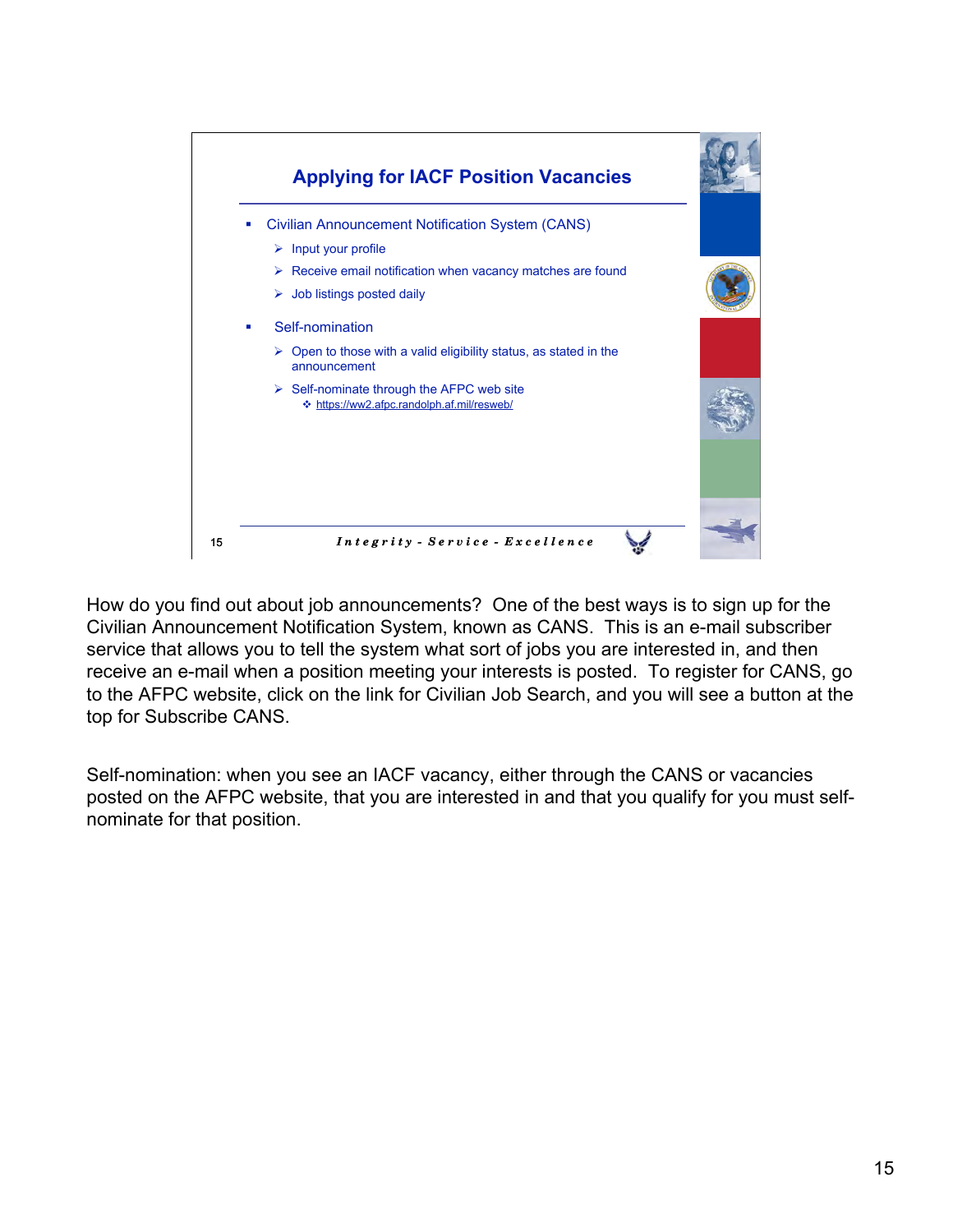## Applying for IACF Position Vacancies

- Civilian Announcement Notification System (CANS)
  - Input your profile
  - Receive email notification when vacancy matches are found
  - Job listings posted daily
- Self-nomination
  - Open to those with a valid eligibility status, as stated in the announcement
  - Self-nominate through the AFPC web site
    - https://ww2.afpc.randolph.af.mil/resweb/

*Integrity - Service - Excellence*

How do you find out about job announcements? One of the best ways is to sign up for the Civilian Announcement Notification System, known as CANS. This is an e-mail subscriber service that allows you to tell the system what sort of jobs you are interested in, and then receive an e-mail when a position meeting your interests is posted. To register for CANS, go to the AFPC website, click on the link for Civilian Job Search, and you will see a button at the top for Subscribe CANS.

Self-nomination: when you see an IACF vacancy, either through the CANS or vacancies posted on the AFPC website, that you are interested in and that you qualify for you must self-nominate for that position.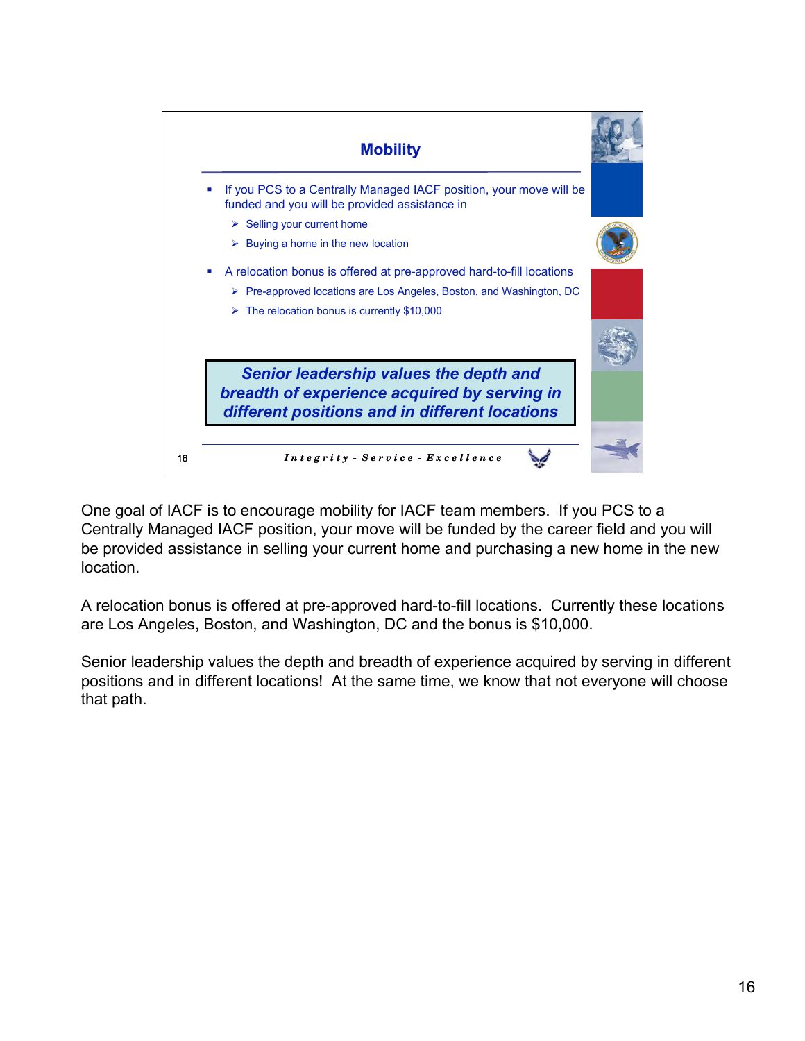## Mobility

- If you PCS to a Centrally Managed IACF position, your move will be funded and you will be provided assistance in
  - Selling your current home
  - Buying a home in the new location
- A relocation bonus is offered at pre-approved hard-to-fill locations
  - Pre-approved locations are Los Angeles, Boston, and Washington, DC
  - The relocation bonus is currently $10,000

***Senior leadership values the depth and breadth of experience acquired by serving in different positions and in different locations***

*Integrity - Service - Excellence*

One goal of IACF is to encourage mobility for IACF team members. If you PCS to a Centrally Managed IACF position, your move will be funded by the career field and you will be provided assistance in selling your current home and purchasing a new home in the new location.

A relocation bonus is offered at pre-approved hard-to-fill locations. Currently these locations are Los Angeles, Boston, and Washington, DC and the bonus is $10,000.

Senior leadership values the depth and breadth of experience acquired by serving in different positions and in different locations! At the same time, we know that not everyone will choose that path.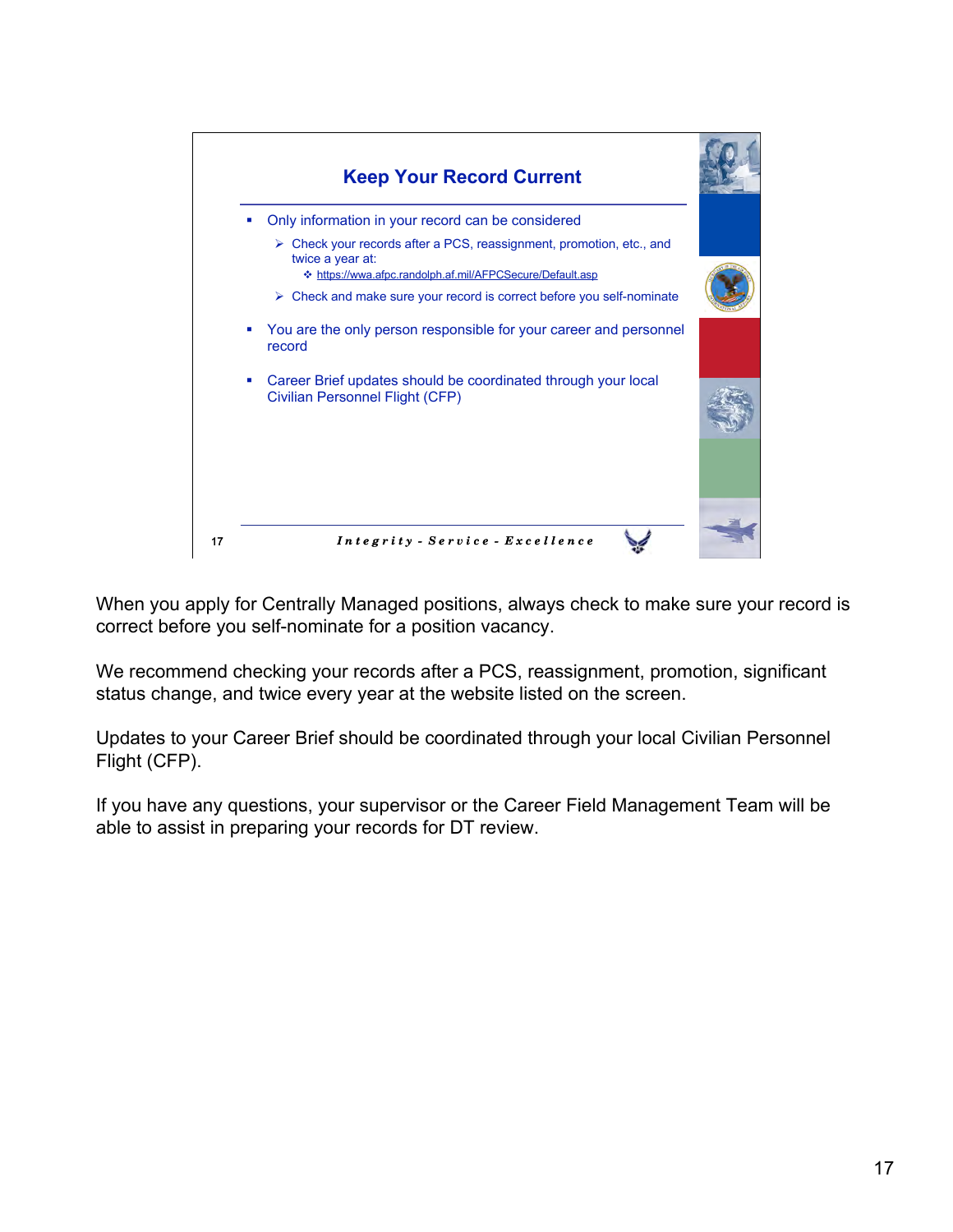## Keep Your Record Current

- Only information in your record can be considered
  - Check your records after a PCS, reassignment, promotion, etc., and twice a year at:
    - https://wwa.afpc.randolph.af.mil/AFPCSecure/Default.asp
  - Check and make sure your record is correct before you self-nominate
- You are the only person responsible for your career and personnel record
- Career Brief updates should be coordinated through your local Civilian Personnel Flight (CFP)

*Integrity - Service - Excellence*

When you apply for Centrally Managed positions, always check to make sure your record is correct before you self-nominate for a position vacancy.

We recommend checking your records after a PCS, reassignment, promotion, significant status change, and twice every year at the website listed on the screen.

Updates to your Career Brief should be coordinated through your local Civilian Personnel Flight (CFP).

If you have any questions, your supervisor or the Career Field Management Team will be able to assist in preparing your records for DT review.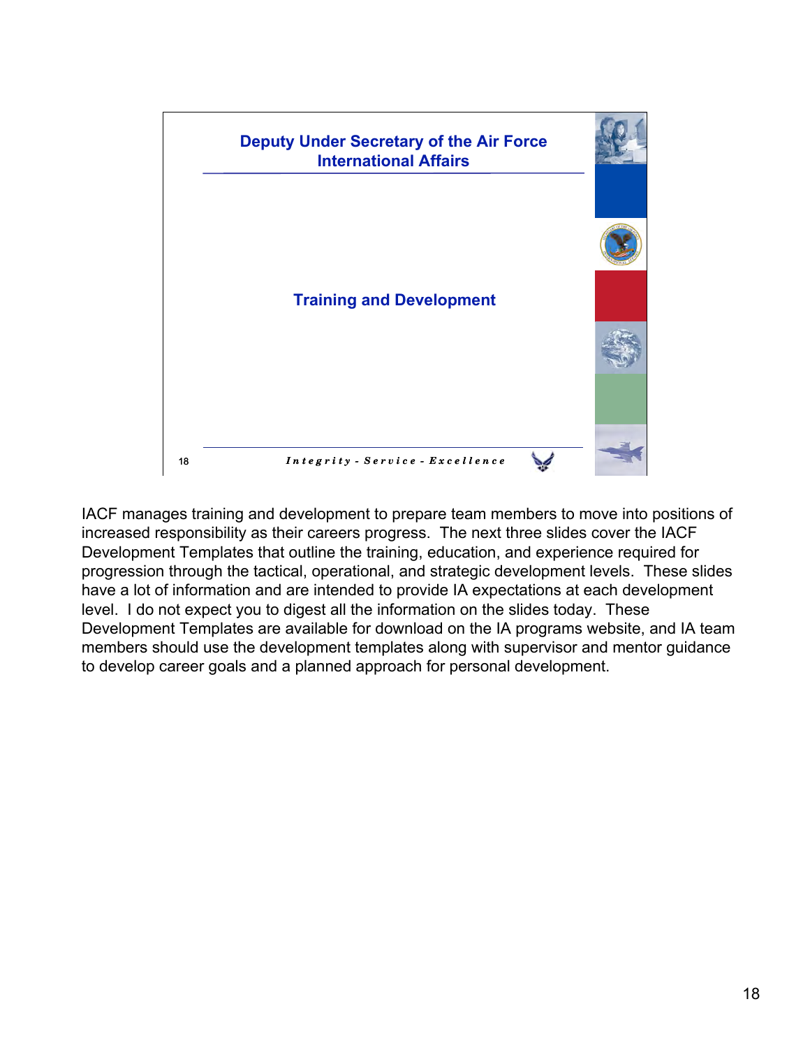**Deputy Under Secretary of the Air Force**
**International Affairs**

**Training and Development**

*Integrity - Service - Excellence*

IACF manages training and development to prepare team members to move into positions of increased responsibility as their careers progress. The next three slides cover the IACF Development Templates that outline the training, education, and experience required for progression through the tactical, operational, and strategic development levels. These slides have a lot of information and are intended to provide IA expectations at each development level. I do not expect you to digest all the information on the slides today. These Development Templates are available for download on the IA programs website, and IA team members should use the development templates along with supervisor and mentor guidance to develop career goals and a planned approach for personal development.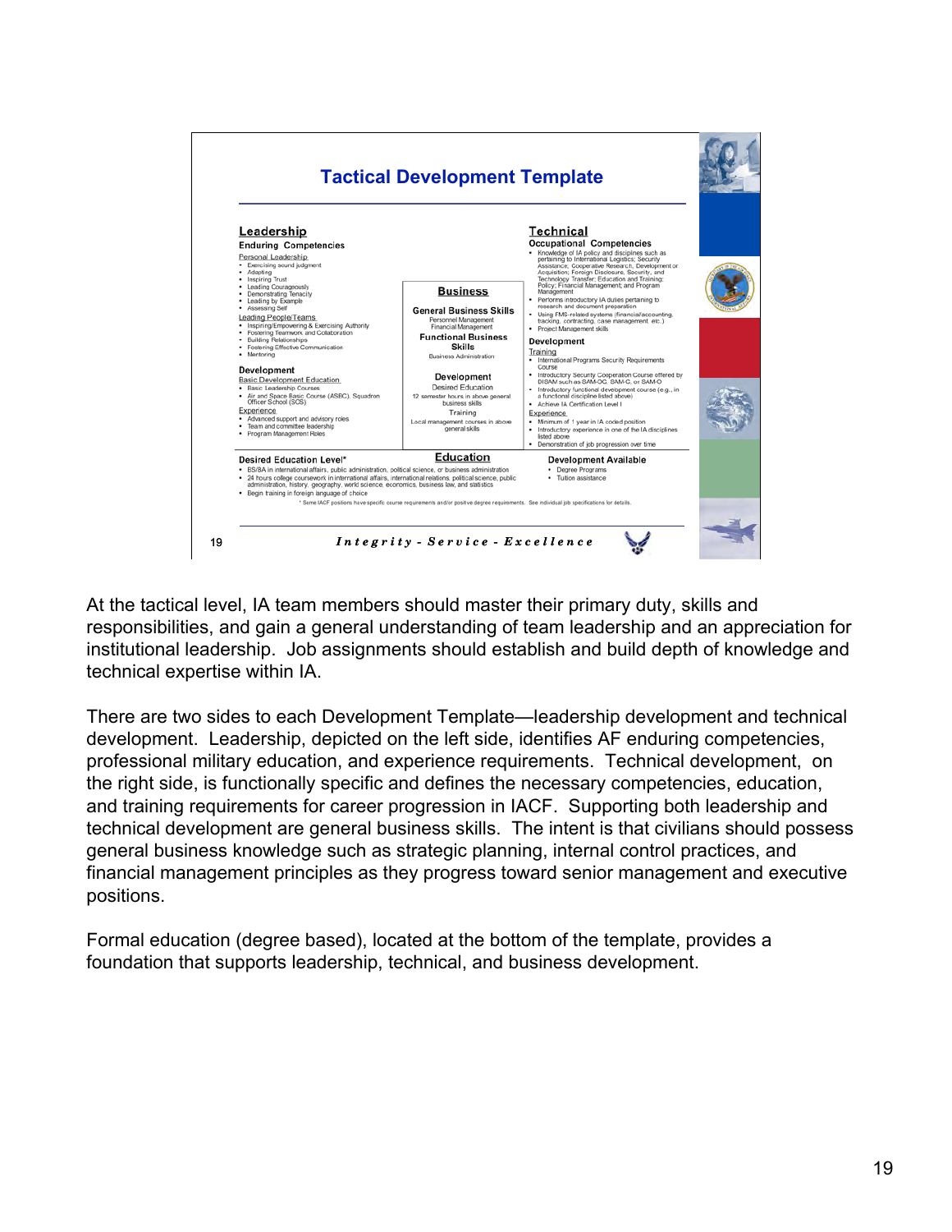## Tactical Development Template

### Leadership

**Enduring Competencies**

Personal Leadership
- Exercising sound judgment
- Adapting
- Inspiring Trust
- Leading Courageously
- Demonstrating Tenacity
- Leading by Example
- Assessing Self

Leading People/Teams
- Inspiring/Empowering & Exercising Authority
- Fostering Teamwork and Collaboration
- Building Relationships
- Fostering Effective Communication
- Mentoring

**Development**

Basic Development Education
- Basic Leadership Courses
- Air and Space Basic Course (ASBC), Squadron Officer School (SOS)

Experience
- Advanced support and advisory roles
- Team and committee leadership
- Program Management Roles

### Business

**General Business Skills**
Personnel Management
Financial Management

**Functional Business Skills**
Business Administration

**Development**
Desired Education
12 semester hours in above general business skills

Training
Local management courses in above general skills

### Technical

**Occupational Competencies**
- Knowledge of IA policy and disciplines such as pertaining to International Logistics; Security Assistance; Cooperative Research, Development or Acquisition; Foreign Disclosure, Security, and Technology Transfer; Education and Training; Policy; Financial Management; and Program Management
- Performs introductory IA duties pertaining to research and document preparation
- Using FMS-related systems (financial/accounting, tracking, contracting, case management, etc.)
- Project Management skills

**Development**

Training
- International Programs Security Requirements Course
- Introductory Security Cooperation Course offered by DISAM such as SAM-OC, SAM-C, or SAM-O
- Introductory functional development course (e.g., in a functional discipline listed above)
- Achieve IA Certification Level I

Experience
- Minimum of 1 year in IA coded position
- Introductory experience in one of the IA disciplines listed above
- Demonstration of job progression over time

### Education

**Desired Education Level***
- BS/BA in international affairs, public administration, political science, or business administration
- 24 hours college coursework in international affairs, international relations, political science, public administration, history, geography, world science, economics, business law, and statistics
- Begin training in foreign language of choice

**Development Available**
- Degree Programs
- Tuition assistance

\* Some IACF positions have specific course requirements and/or positive degree requirements. See individual job specifications for details.

*Integrity - Service - Excellence*

At the tactical level, IA team members should master their primary duty, skills and responsibilities, and gain a general understanding of team leadership and an appreciation for institutional leadership. Job assignments should establish and build depth of knowledge and technical expertise within IA.

There are two sides to each Development Template—leadership development and technical development. Leadership, depicted on the left side, identifies AF enduring competencies, professional military education, and experience requirements. Technical development, on the right side, is functionally specific and defines the necessary competencies, education, and training requirements for career progression in IACF. Supporting both leadership and technical development are general business skills. The intent is that civilians should possess general business knowledge such as strategic planning, internal control practices, and financial management principles as they progress toward senior management and executive positions.

Formal education (degree based), located at the bottom of the template, provides a foundation that supports leadership, technical, and business development.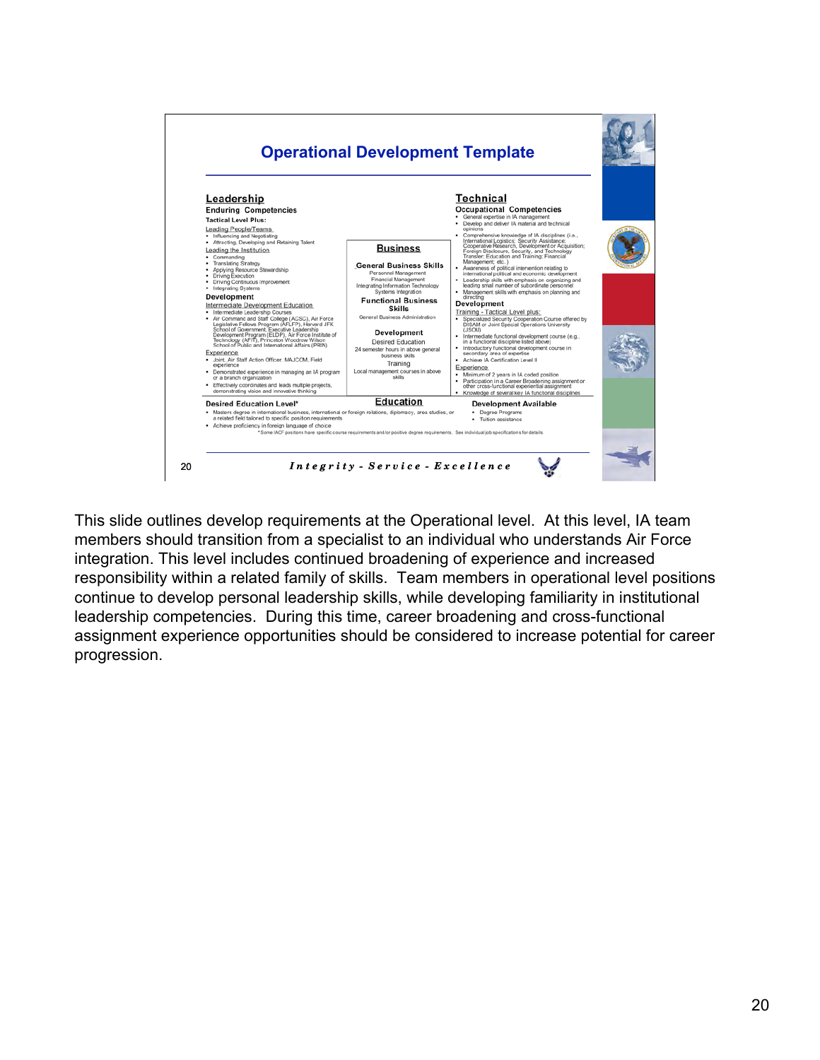## Operational Development Template

### Leadership

**Enduring Competencies**

**Tactical Level Plus:**

Leading People/Teams
- Influencing and Negotiating
- Attracting, Developing and Retaining Talent

Leading the Institution
- Commanding
- Translating Strategy
- Applying Resource Stewardship
- Driving Execution
- Driving Continuous Improvement
- Integrating Systems

**Development**

Intermediate Development Education
- Intermediate Leadership Courses
- Air Command and Staff College (ACSC), Air Force Legislative Fellows Program (AFLFP), Harvard JFK School of Government, Executive Leadership Development Program (ELDP), Air Force Institute of Technology (AFIT), Princeton Woodrow Wilson School of Public and International Affairs (PRIN)

Experience
- Joint, Air Staff Action Officer, MAJCOM, Field experience
- Demonstrated experience in managing an IA program or a branch organization
- Effectively coordinates and leads multiple projects, demonstrating vision and innovative thinking

### Business

**General Business Skills**

Personnel Management
Financial Management
Integrating Information Technology
Systems Integration

**Functional Business Skills**

General Business Administration

**Development**

Desired Education
24 semester hours in above general business skills

Training
Local management courses in above skills

### Technical

**Occupational Competencies**
- General expertise in IA management
- Develop and deliver IA material and technical opinions
- Comprehensive knowledge of IA disciplines (i.e., International Logistics; Security Assistance; Cooperative Research, Development or Acquisition; Foreign Disclosure, Security, and Technology Transfer; Education and Training; Financial Management; etc.)
- Awareness of political intervention relating to international political and economic development
- Leadership skills with emphasis on organizing and leading small number of subordinate personnel
- Management skills with emphasis on planning and directing

**Development**

Training - Tactical Level plus:
- Specialized Security Cooperation Course offered by DISAM or Joint Special Operations University (JSOU)
- Intermediate functional development course (e.g., in a functional discipline listed above)
- Introductory functional development course in secondary area of expertise
- Achieve IA Certification Level II

Experience
- Minimum of 2 years in IA coded position
- Participation in a Career Broadening assignment or other cross-functional experiential assignment
- Knowledge of several key IA functional disciplines

### Education

**Desired Education Level***
- Masters degree in international business, international or foreign relations, diplomacy, area studies, or a related field tailored to specific position requirements
- Achieve proficiency in foreign language of choice

**Development Available**
- Degree Programs
- Tuition assistance

*Some IACP positions have specific course requirements and/or positive degree requirements. See individual job specifications for details.

*Integrity - Service - Excellence*

This slide outlines develop requirements at the Operational level. At this level, IA team members should transition from a specialist to an individual who understands Air Force integration. This level includes continued broadening of experience and increased responsibility within a related family of skills. Team members in operational level positions continue to develop personal leadership skills, while developing familiarity in institutional leadership competencies. During this time, career broadening and cross-functional assignment experience opportunities should be considered to increase potential for career progression.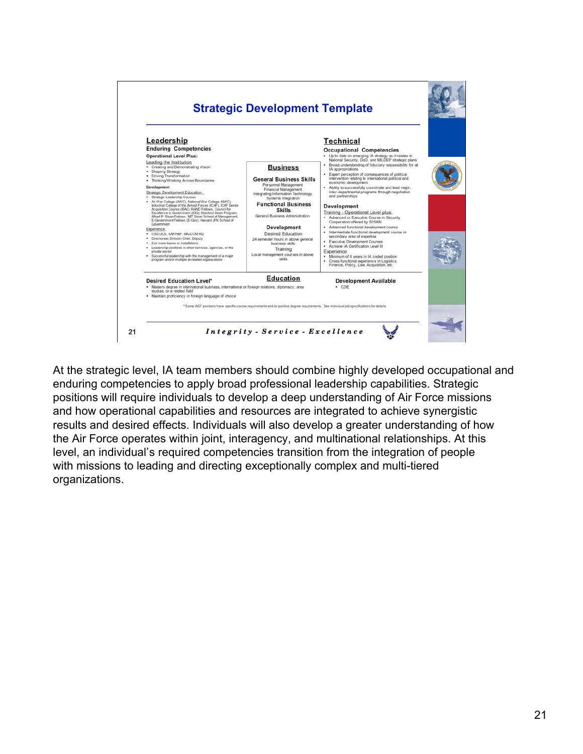# Strategic Development Template

## Leadership

**Enduring Competencies**

**Operational Level Plus:**

Leading the Institution
- Creating and Demonstrating Vision
- Shaping Strategy
- Driving Transformation
- Thinking/Working Across Boundaries

**Development**

Strategic Development Education
- Strategic Leadership Courses
- Air War College (AWC), National War College (NWC), Industrial College of the Armed Forces (ICAF), ICAF Senior Acquisition Course (ISAC) RAND Fellows, Council for Excellence in Government (EIG), Stanford Sloan Program, Alfred P. Sloan Fellows, MIT Sloan School of Management, E-Government Fellows (E-Gov), Harvard JFK School of Government

Experience
- OSD/JCS, SAF/IAF, MAJCOM HQ
- Directorate, Division Chief, Deputy
- 2 or more bases or installations
- Leadership positions in other services, agencies, or the private sector
- Successful leadership with the management of a major program and/or multiple IA-related organizations

## Business

**General Business Skills**

Personnel Management
Financial Management
Integrating Information Technology
Systems Integration

**Functional Business Skills**

General Business Administration

**Development**

Desired Education
24 semester hours in above general business skills

Training
Local management courses in above skills

## Technical

**Occupational Competencies**
- Up to date on emerging IA strategy as it relates to National Security, DoD, and MILDEP strategic plans
- Broad understanding of fiduciary responsibility for all IA appropriations
- Expert perception of consequences of political intervention relating to international political and economic development
- Ability to successfully coordinate and lead major, inter-departmental programs through negotiation and partnerships

**Development**

Training - Operational Level plus:
- Advanced or Executive Course in Security Cooperation offered by DISAM
- Advanced functional development course
- Intermediate functional development course in secondary area of expertise
- Executive Development Courses
- Achieve IA Certification Level III

Experience
- Minimum of 4 years in IA coded position
- Cross-functional experience in Logistics, Finance, Policy, Law, Acquisition, etc.

## Education

**Desired Education Level***
- Masters degree in international business, international or foreign relations, diplomacy, area studies, or a related field
- Maintain proficiency in foreign language of choice

**Development Available**
- CDE

* Some IACF positions have specific course requirements and/or positive degree requirements. See individual job specifications for details.

*Integrity - Service - Excellence*

At the strategic level, IA team members should combine highly developed occupational and enduring competencies to apply broad professional leadership capabilities. Strategic positions will require individuals to develop a deep understanding of Air Force missions and how operational capabilities and resources are integrated to achieve synergistic results and desired effects. Individuals will also develop a greater understanding of how the Air Force operates within joint, interagency, and multinational relationships. At this level, an individual's required competencies transition from the integration of people with missions to leading and directing exceptionally complex and multi-tiered organizations.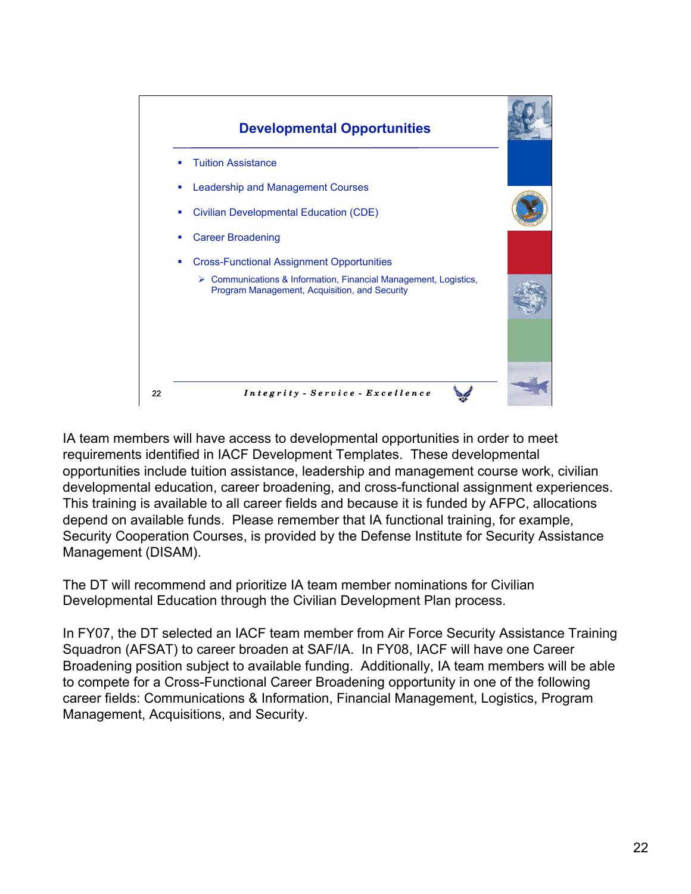## Developmental Opportunities

- Tuition Assistance
- Leadership and Management Courses
- Civilian Developmental Education (CDE)
- Career Broadening
- Cross-Functional Assignment Opportunities
  - Communications & Information, Financial Management, Logistics, Program Management, Acquisition, and Security

*Integrity - Service - Excellence*

IA team members will have access to developmental opportunities in order to meet requirements identified in IACF Development Templates. These developmental opportunities include tuition assistance, leadership and management course work, civilian developmental education, career broadening, and cross-functional assignment experiences. This training is available to all career fields and because it is funded by AFPC, allocations depend on available funds. Please remember that IA functional training, for example, Security Cooperation Courses, is provided by the Defense Institute for Security Assistance Management (DISAM).

The DT will recommend and prioritize IA team member nominations for Civilian Developmental Education through the Civilian Development Plan process.

In FY07, the DT selected an IACF team member from Air Force Security Assistance Training Squadron (AFSAT) to career broaden at SAF/IA. In FY08, IACF will have one Career Broadening position subject to available funding. Additionally, IA team members will be able to compete for a Cross-Functional Career Broadening opportunity in one of the following career fields: Communications & Information, Financial Management, Logistics, Program Management, Acquisitions, and Security.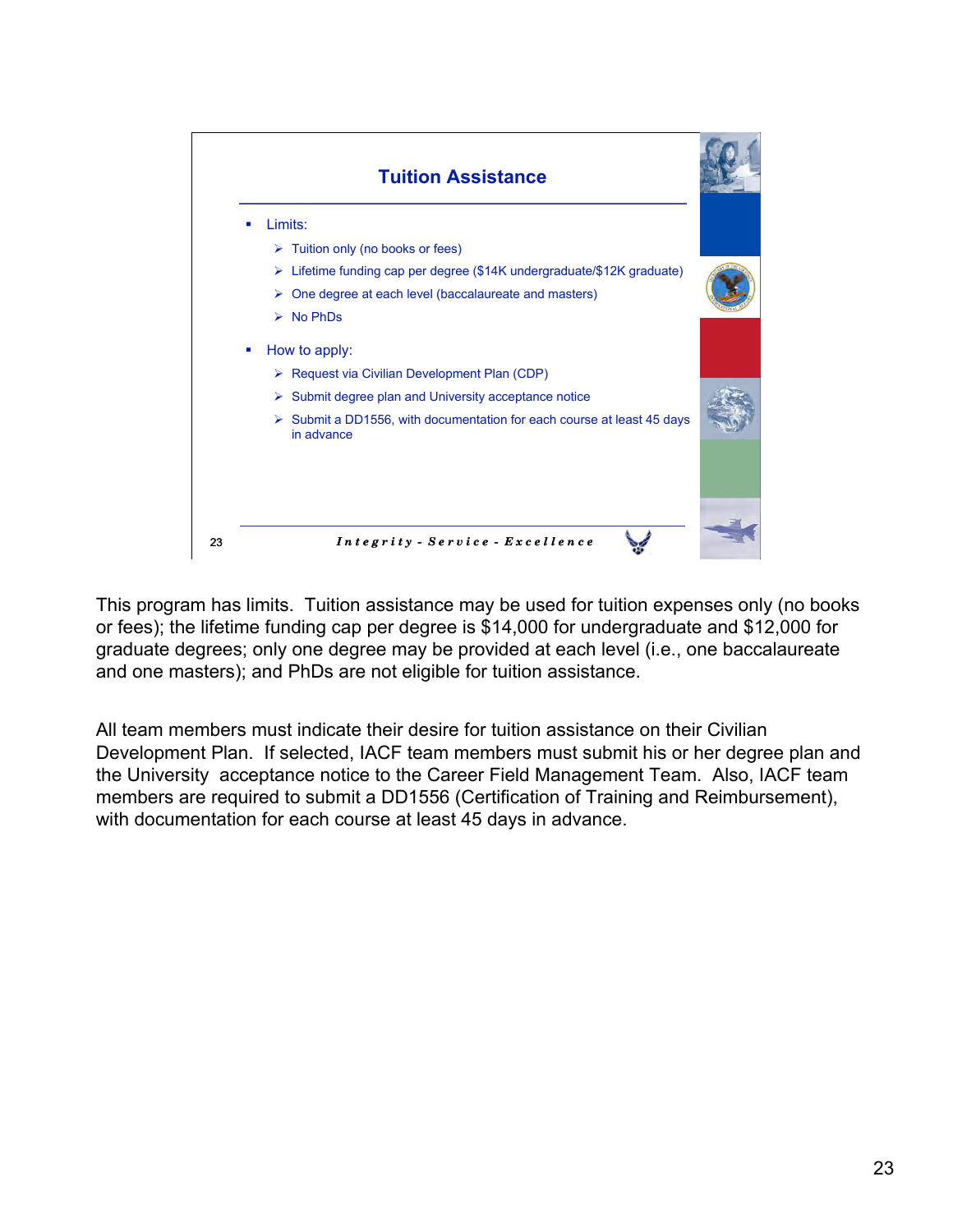## Tuition Assistance

- Limits:
  - Tuition only (no books or fees)
  - Lifetime funding cap per degree ($14K undergraduate/$12K graduate)
  - One degree at each level (baccalaureate and masters)
  - No PhDs
- How to apply:
  - Request via Civilian Development Plan (CDP)
  - Submit degree plan and University acceptance notice
  - Submit a DD1556, with documentation for each course at least 45 days in advance

*Integrity - Service - Excellence*

This program has limits. Tuition assistance may be used for tuition expenses only (no books or fees); the lifetime funding cap per degree is $14,000 for undergraduate and $12,000 for graduate degrees; only one degree may be provided at each level (i.e., one baccalaureate and one masters); and PhDs are not eligible for tuition assistance.

All team members must indicate their desire for tuition assistance on their Civilian Development Plan. If selected, IACF team members must submit his or her degree plan and the University acceptance notice to the Career Field Management Team. Also, IACF team members are required to submit a DD1556 (Certification of Training and Reimbursement), with documentation for each course at least 45 days in advance.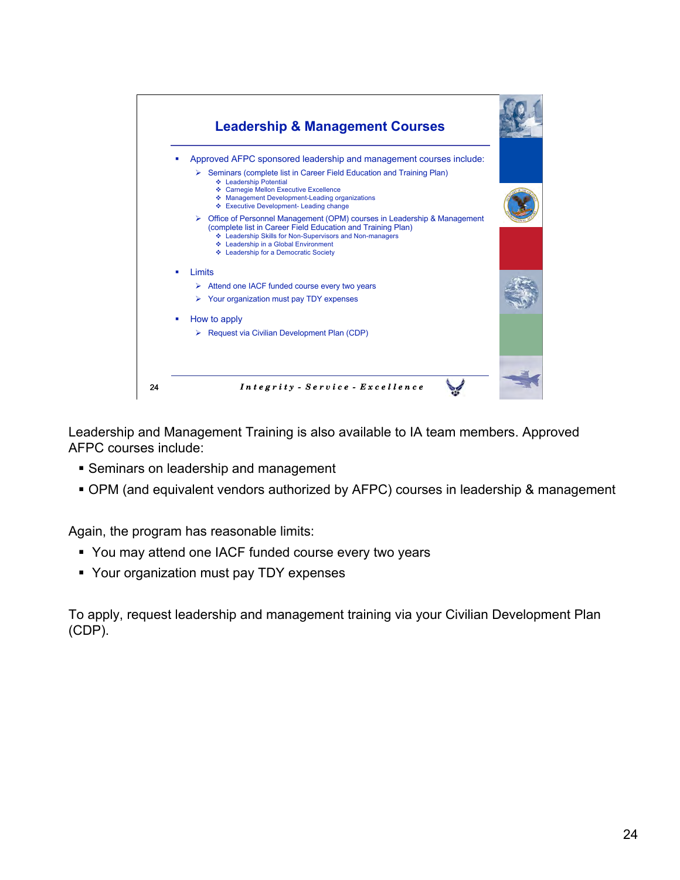## Leadership & Management Courses

- Approved AFPC sponsored leadership and management courses include:
  - Seminars (complete list in Career Field Education and Training Plan)
    - Leadership Potential
    - Carnegie Mellon Executive Excellence
    - Management Development-Leading organizations
    - Executive Development- Leading change
  - Office of Personnel Management (OPM) courses in Leadership & Management (complete list in Career Field Education and Training Plan)
    - Leadership Skills for Non-Supervisors and Non-managers
    - Leadership in a Global Environment
    - Leadership for a Democratic Society
- Limits
  - Attend one IACF funded course every two years
  - Your organization must pay TDY expenses
- How to apply
  - Request via Civilian Development Plan (CDP)

*Integrity - Service - Excellence*

Leadership and Management Training is also available to IA team members. Approved AFPC courses include:

- Seminars on leadership and management
- OPM (and equivalent vendors authorized by AFPC) courses in leadership & management

Again, the program has reasonable limits:

- You may attend one IACF funded course every two years
- Your organization must pay TDY expenses

To apply, request leadership and management training via your Civilian Development Plan (CDP).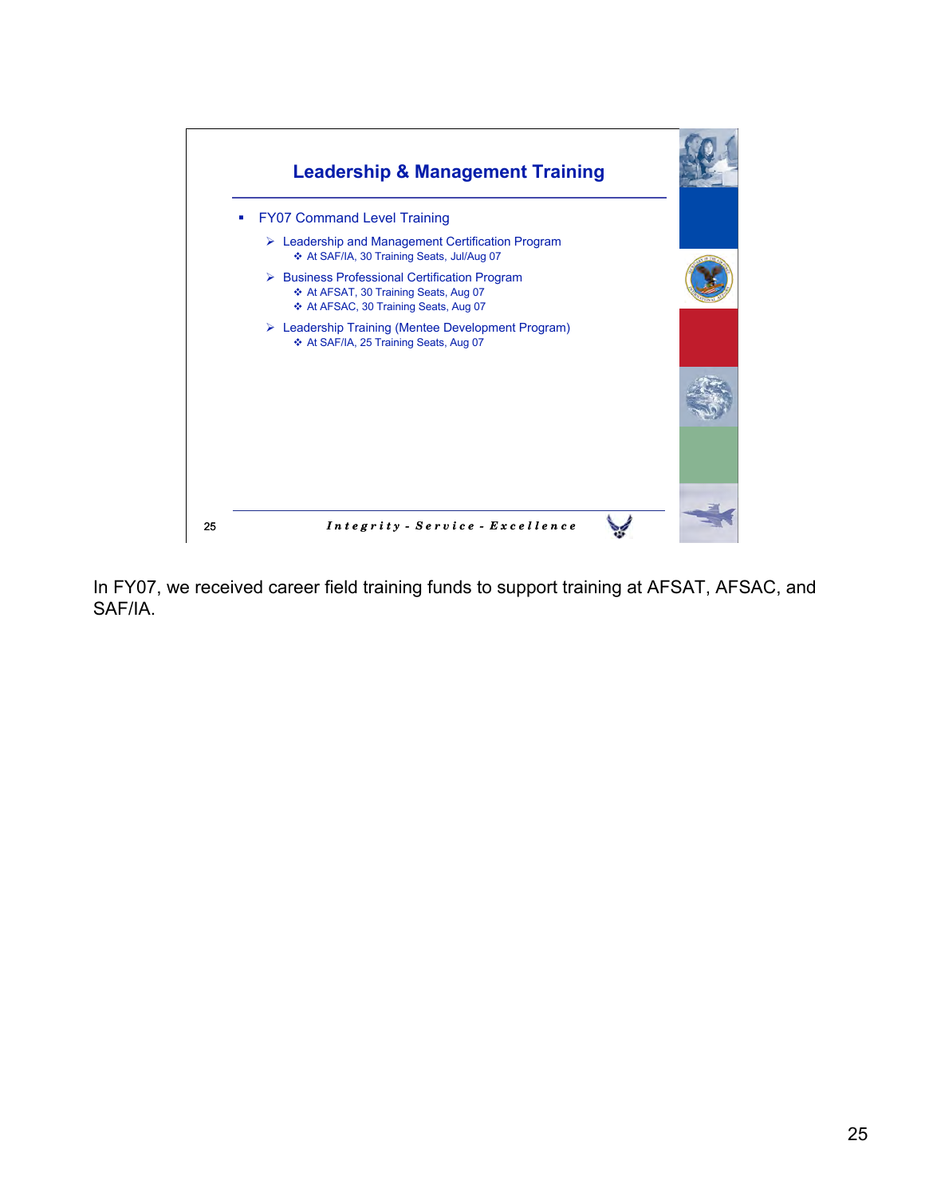## Leadership & Management Training

- FY07 Command Level Training
  - Leadership and Management Certification Program
    - At SAF/IA, 30 Training Seats, Jul/Aug 07
  - Business Professional Certification Program
    - At AFSAT, 30 Training Seats, Aug 07
    - At AFSAC, 30 Training Seats, Aug 07
  - Leadership Training (Mentee Development Program)
    - At SAF/IA, 25 Training Seats, Aug 07

*Integrity - Service - Excellence*

In FY07, we received career field training funds to support training at AFSAT, AFSAC, and SAF/IA.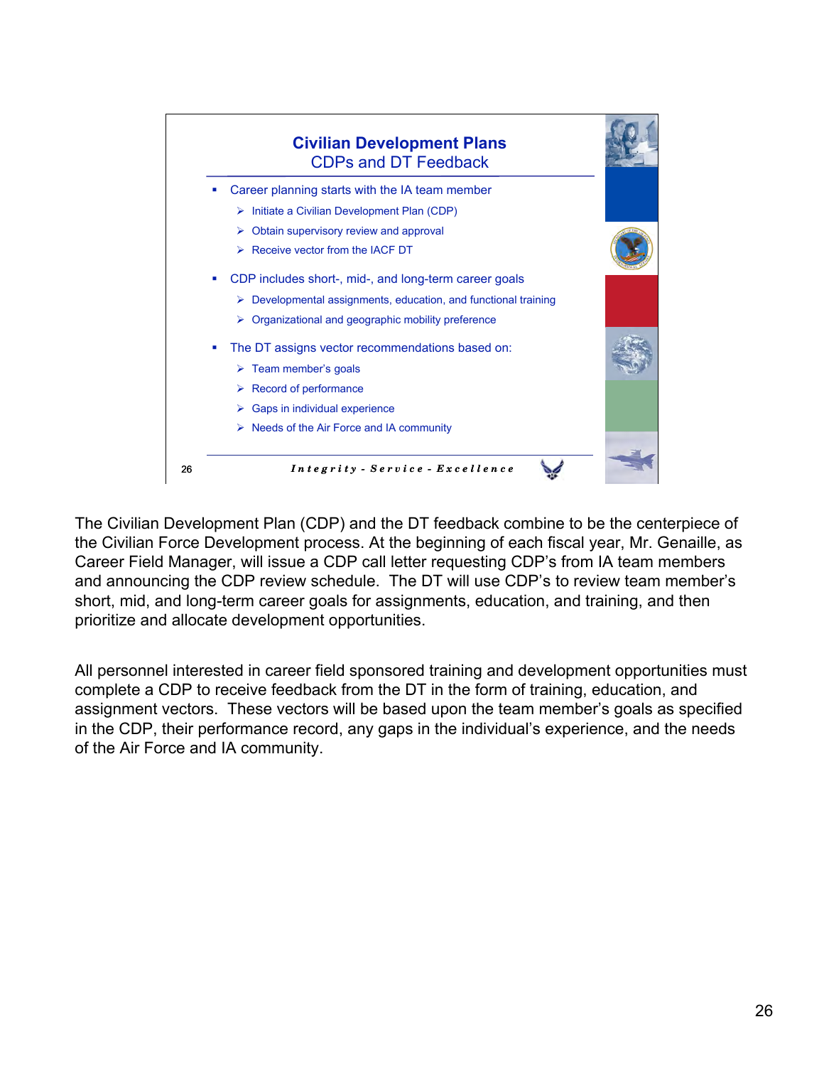## Civilian Development Plans
### CDPs and DT Feedback

- Career planning starts with the IA team member
  - Initiate a Civilian Development Plan (CDP)
  - Obtain supervisory review and approval
  - Receive vector from the IACF DT
- CDP includes short-, mid-, and long-term career goals
  - Developmental assignments, education, and functional training
  - Organizational and geographic mobility preference
- The DT assigns vector recommendations based on:
  - Team member's goals
  - Record of performance
  - Gaps in individual experience
  - Needs of the Air Force and IA community

*Integrity - Service - Excellence*

The Civilian Development Plan (CDP) and the DT feedback combine to be the centerpiece of the Civilian Force Development process. At the beginning of each fiscal year, Mr. Genaille, as Career Field Manager, will issue a CDP call letter requesting CDP's from IA team members and announcing the CDP review schedule. The DT will use CDP's to review team member's short, mid, and long-term career goals for assignments, education, and training, and then prioritize and allocate development opportunities.

All personnel interested in career field sponsored training and development opportunities must complete a CDP to receive feedback from the DT in the form of training, education, and assignment vectors. These vectors will be based upon the team member's goals as specified in the CDP, their performance record, any gaps in the individual's experience, and the needs of the Air Force and IA community.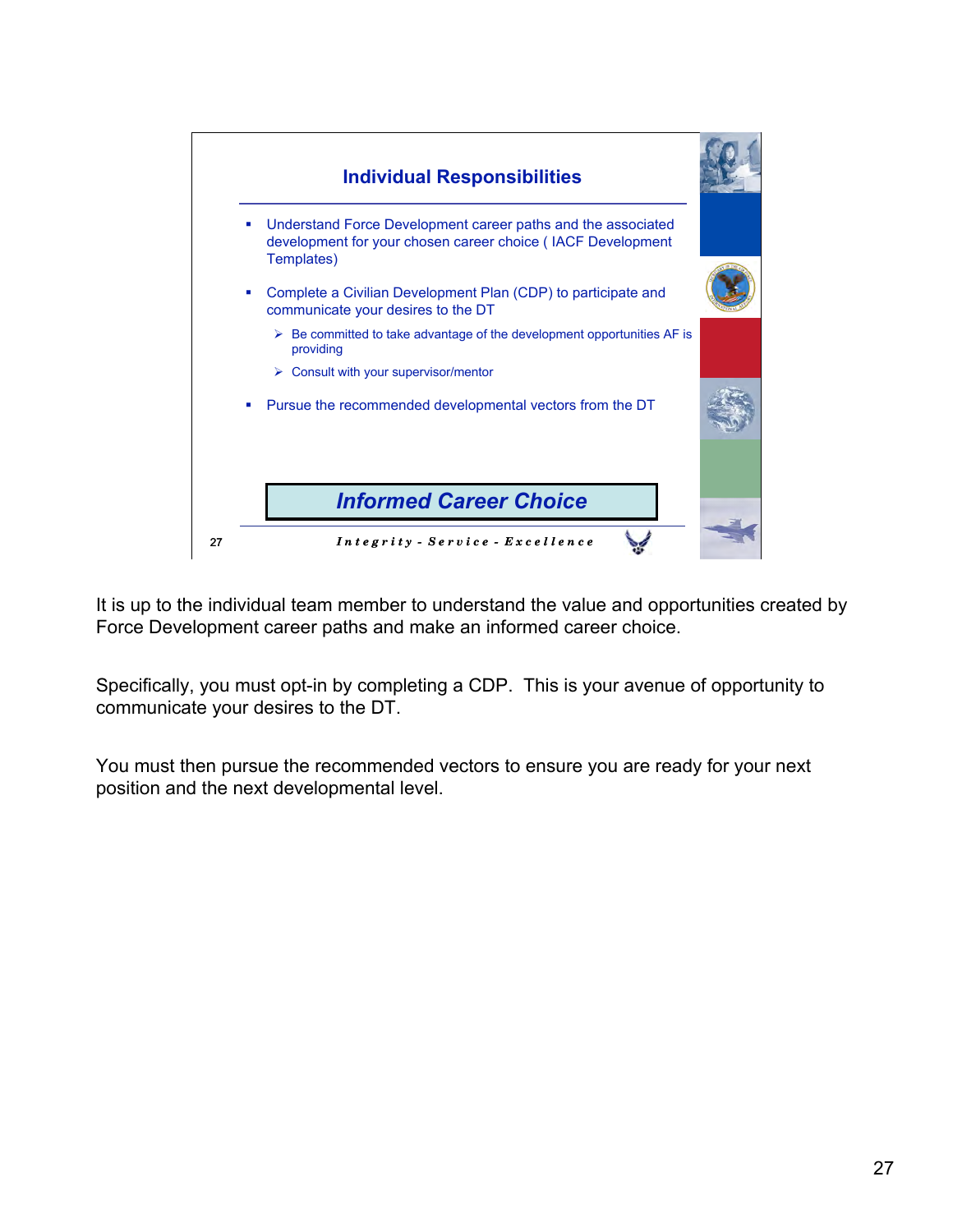## Individual Responsibilities

- Understand Force Development career paths and the associated development for your chosen career choice ( IACF Development Templates)
- Complete a Civilian Development Plan (CDP) to participate and communicate your desires to the DT
  - Be committed to take advantage of the development opportunities AF is providing
  - Consult with your supervisor/mentor
- Pursue the recommended developmental vectors from the DT

***Informed Career Choice***

*Integrity - Service - Excellence*

It is up to the individual team member to understand the value and opportunities created by Force Development career paths and make an informed career choice.

Specifically, you must opt-in by completing a CDP. This is your avenue of opportunity to communicate your desires to the DT.

You must then pursue the recommended vectors to ensure you are ready for your next position and the next developmental level.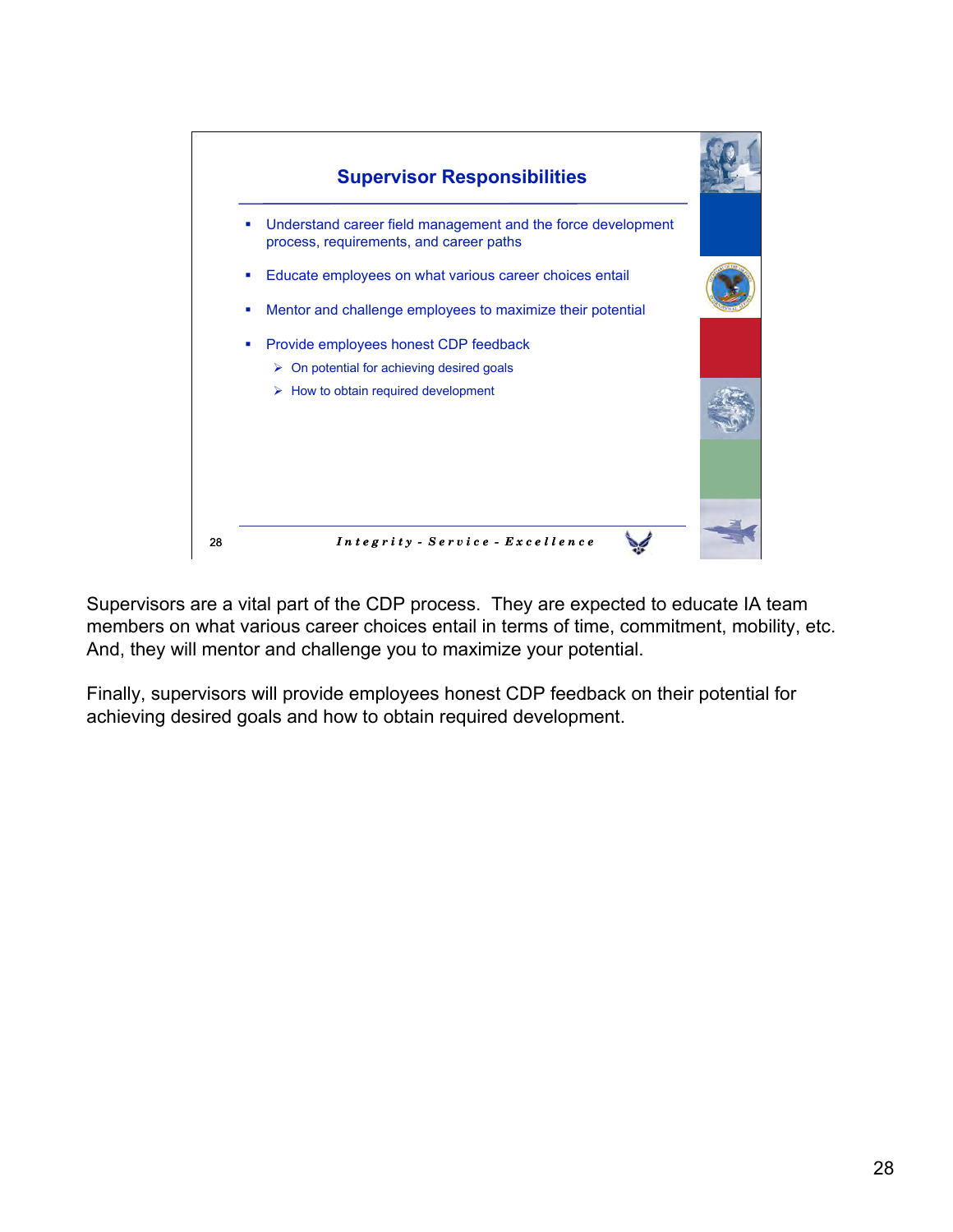## Supervisor Responsibilities

- Understand career field management and the force development process, requirements, and career paths
- Educate employees on what various career choices entail
- Mentor and challenge employees to maximize their potential
- Provide employees honest CDP feedback
  - On potential for achieving desired goals
  - How to obtain required development

*Integrity - Service - Excellence*

Supervisors are a vital part of the CDP process. They are expected to educate IA team members on what various career choices entail in terms of time, commitment, mobility, etc. And, they will mentor and challenge you to maximize your potential.

Finally, supervisors will provide employees honest CDP feedback on their potential for achieving desired goals and how to obtain required development.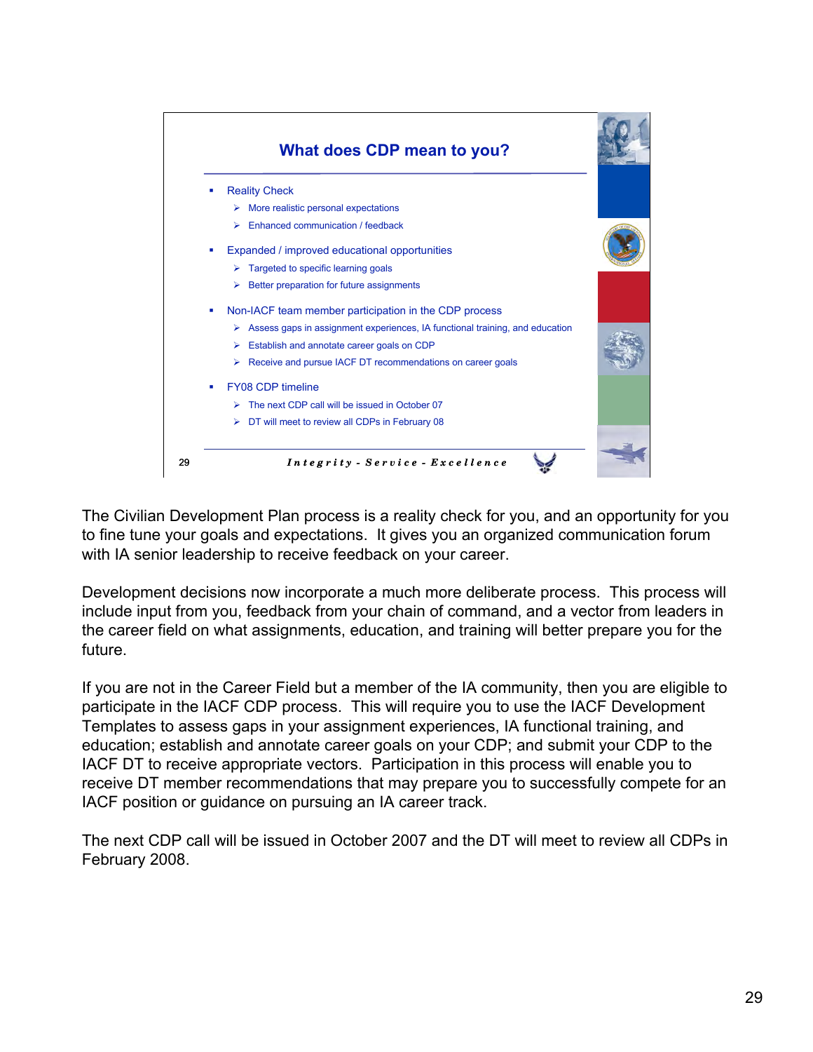## What does CDP mean to you?

- Reality Check
  - More realistic personal expectations
  - Enhanced communication / feedback
- Expanded / improved educational opportunities
  - Targeted to specific learning goals
  - Better preparation for future assignments
- Non-IACF team member participation in the CDP process
  - Assess gaps in assignment experiences, IA functional training, and education
  - Establish and annotate career goals on CDP
  - Receive and pursue IACF DT recommendations on career goals
- FY08 CDP timeline
  - The next CDP call will be issued in October 07
  - DT will meet to review all CDPs in February 08

*Integrity - Service - Excellence*

The Civilian Development Plan process is a reality check for you, and an opportunity for you to fine tune your goals and expectations. It gives you an organized communication forum with IA senior leadership to receive feedback on your career.

Development decisions now incorporate a much more deliberate process. This process will include input from you, feedback from your chain of command, and a vector from leaders in the career field on what assignments, education, and training will better prepare you for the future.

If you are not in the Career Field but a member of the IA community, then you are eligible to participate in the IACF CDP process. This will require you to use the IACF Development Templates to assess gaps in your assignment experiences, IA functional training, and education; establish and annotate career goals on your CDP; and submit your CDP to the IACF DT to receive appropriate vectors. Participation in this process will enable you to receive DT member recommendations that may prepare you to successfully compete for an IACF position or guidance on pursuing an IA career track.

The next CDP call will be issued in October 2007 and the DT will meet to review all CDPs in February 2008.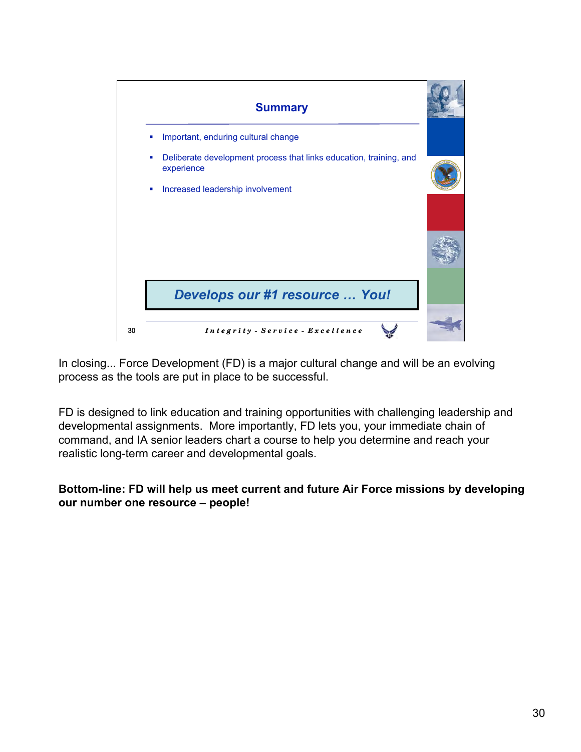## Summary

- Important, enduring cultural change
- Deliberate development process that links education, training, and experience
- Increased leadership involvement

***Develops our #1 resource … You!***

*Integrity - Service - Excellence*

In closing... Force Development (FD) is a major cultural change and will be an evolving process as the tools are put in place to be successful.

FD is designed to link education and training opportunities with challenging leadership and developmental assignments. More importantly, FD lets you, your immediate chain of command, and IA senior leaders chart a course to help you determine and reach your realistic long-term career and developmental goals.

**Bottom-line: FD will help us meet current and future Air Force missions by developing our number one resource – people!**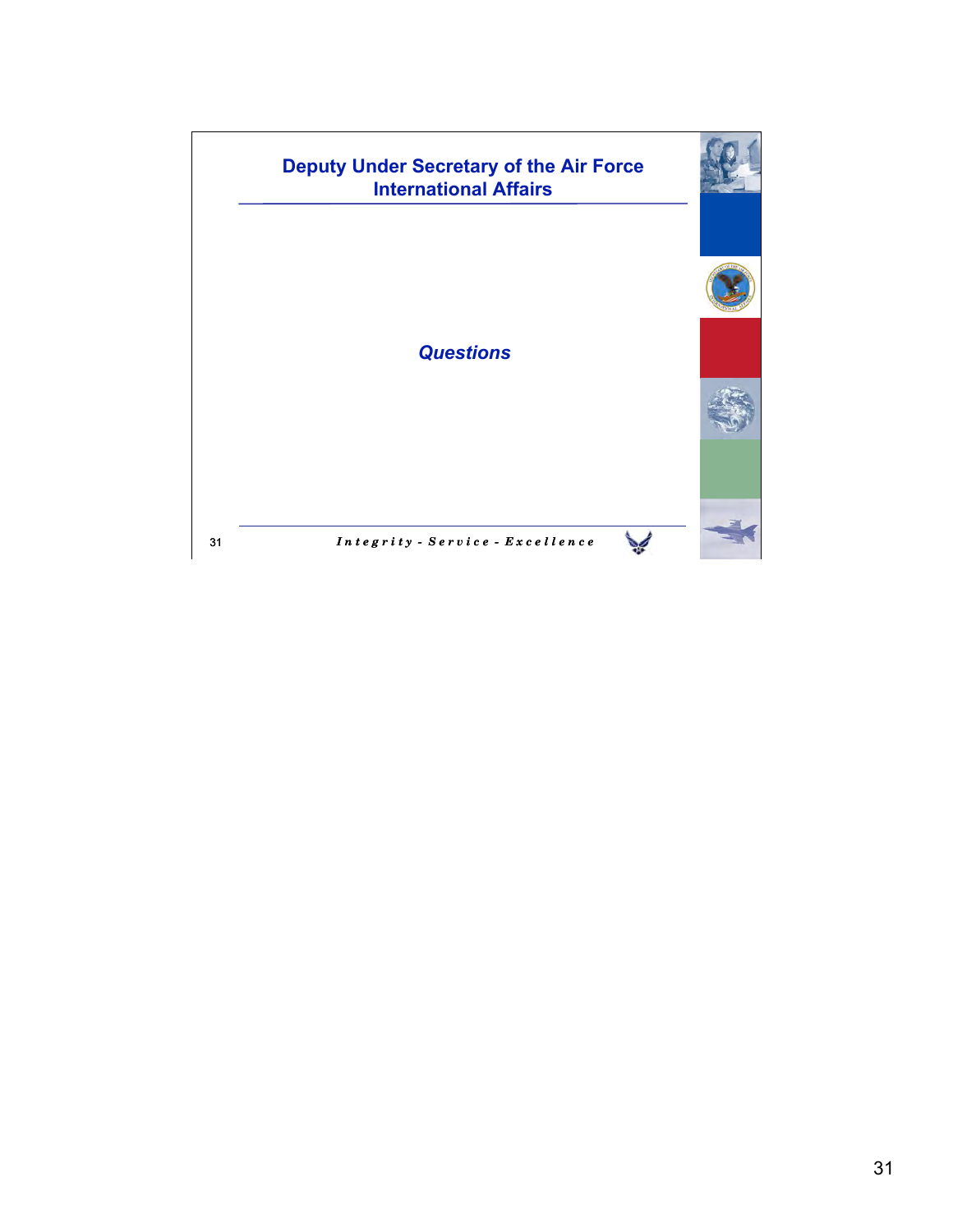## Deputy Under Secretary of the Air Force International Affairs

***Questions***

*Integrity - Service - Excellence*